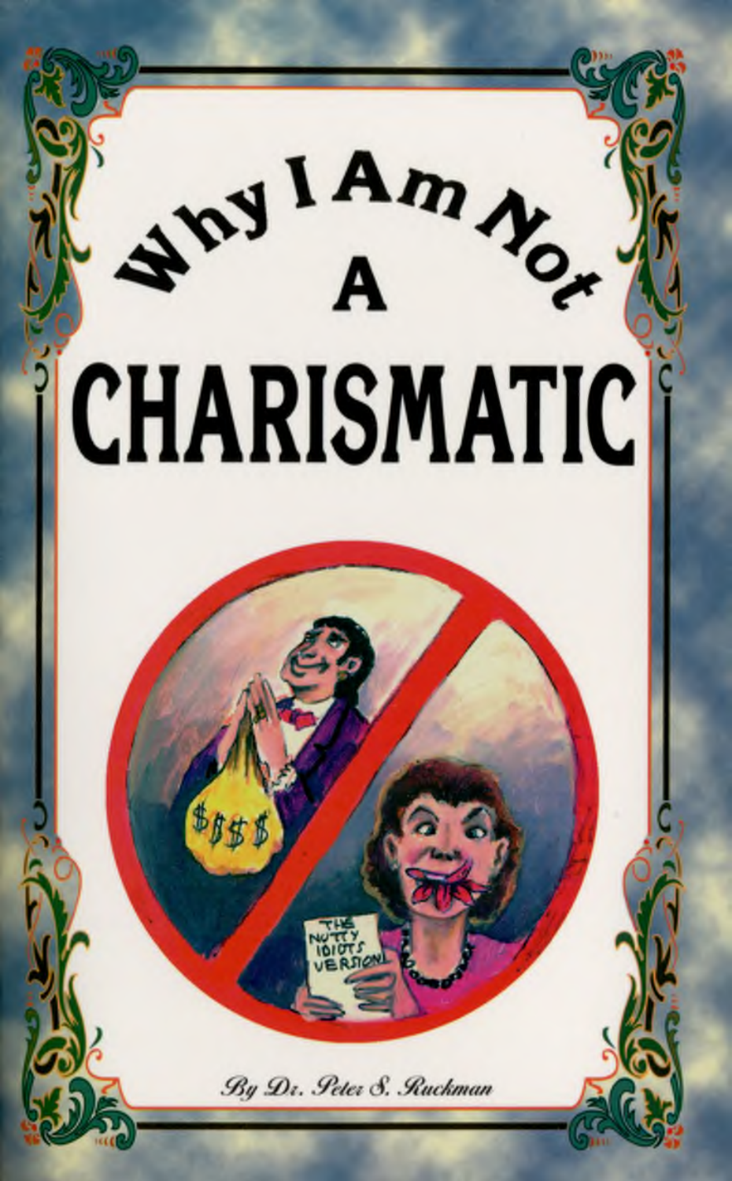# Why I Am Not A CHARISMATIC

By Dr. Peter S. Ruckman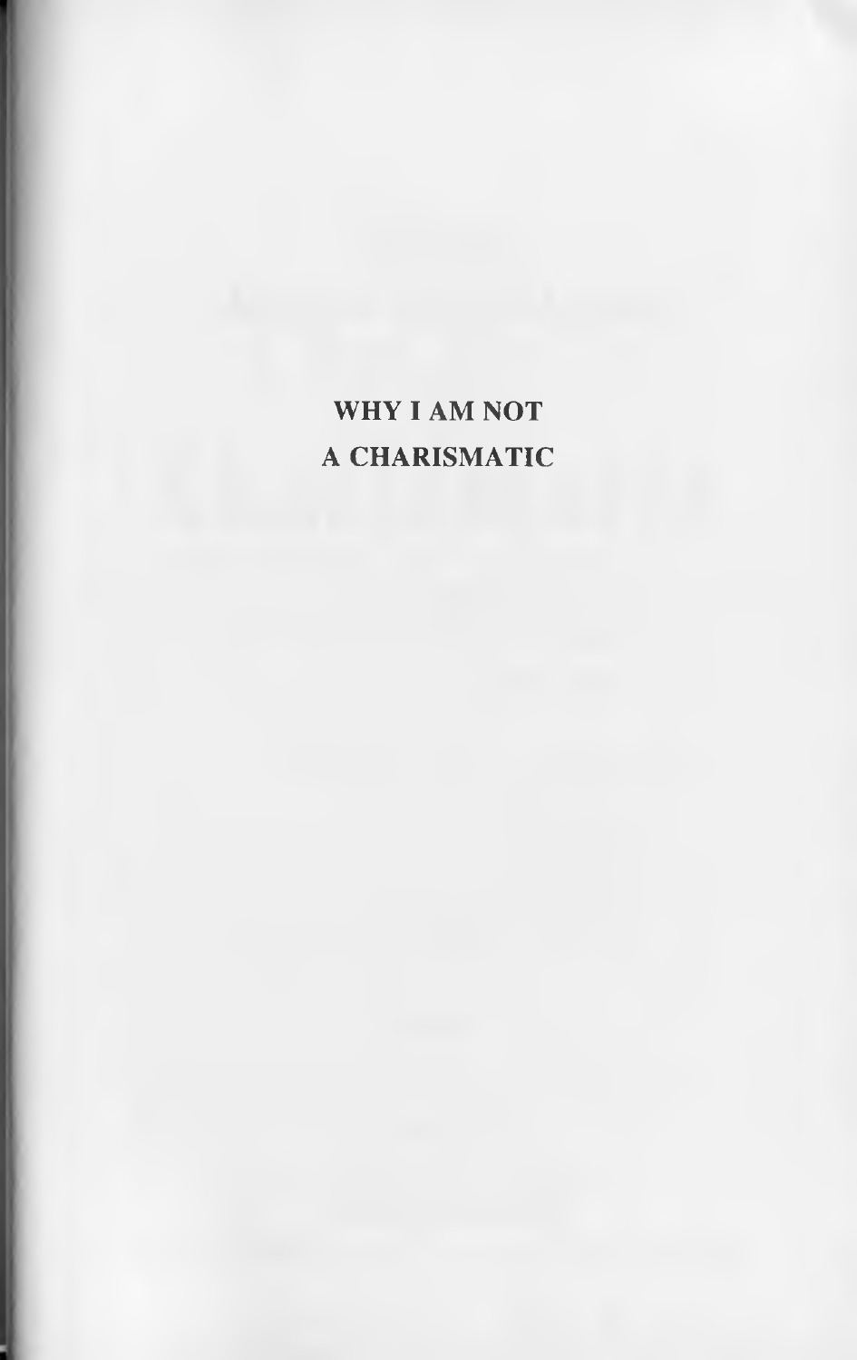# WHY I AM NOT A CHARISMATIC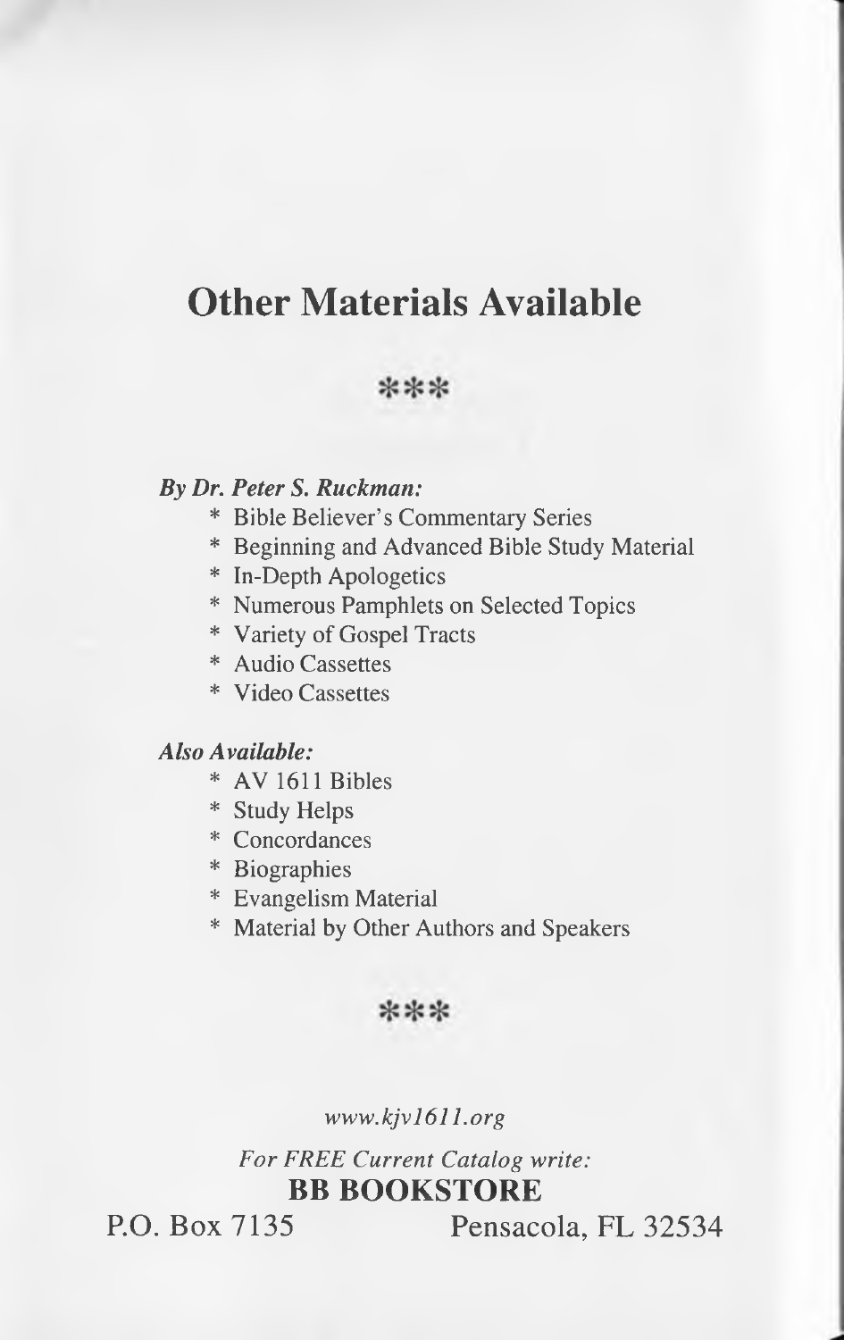# Other Materials Available

***

***By Dr. Peter S. Ruckman:***

* Bible Believer's Commentary Series
* Beginning and Advanced Bible Study Material
* In-Depth Apologetics
* Numerous Pamphlets on Selected Topics
* Variety of Gospel Tracts
* Audio Cassettes
* Video Cassettes

***Also Available:***

* AV 1611 Bibles
* Study Helps
* Concordances
* Biographies
* Evangelism Material
* Material by Other Authors and Speakers

***

*www.kjv1611.org*

*For FREE Current Catalog write:*

**BB BOOKSTORE**

P.O. Box 7135 Pensacola, FL 32534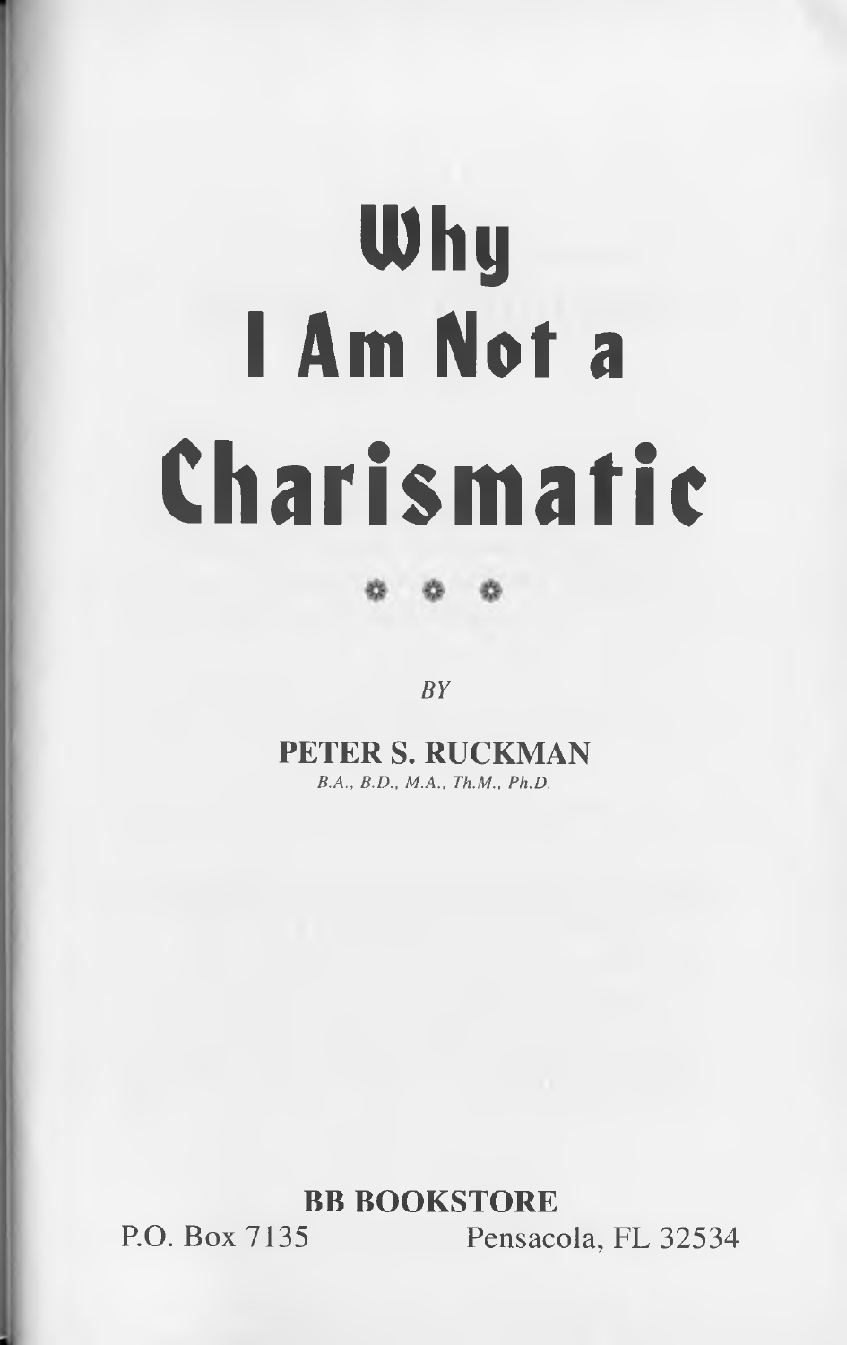# Why I Am Not a Charismatic

* * *

*BY*

**PETER S. RUCKMAN**

*B.A., B.D., M.A., Th.M., Ph.D.*

**BB BOOKSTORE**

P.O. Box 7135 Pensacola, FL 32534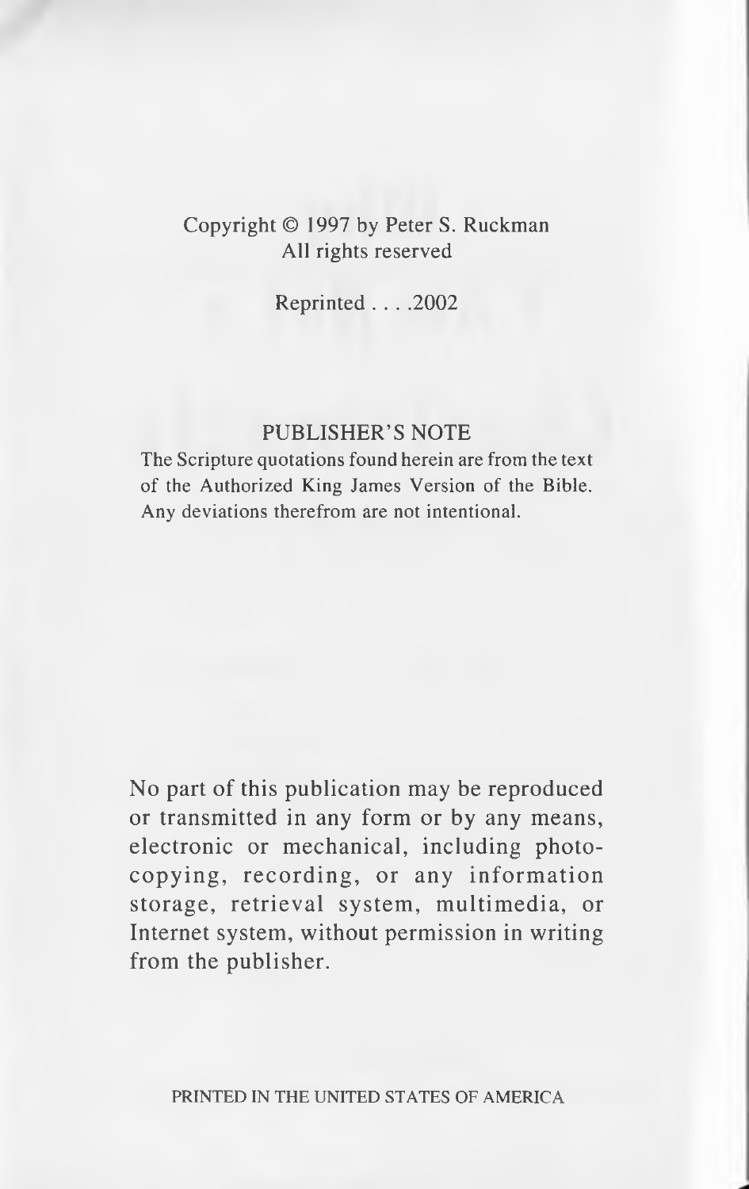Copyright © 1997 by Peter S. Ruckman
All rights reserved

Reprinted . . . .2002

PUBLISHER'S NOTE

The Scripture quotations found herein are from the text of the Authorized King James Version of the Bible. Any deviations therefrom are not intentional.

No part of this publication may be reproduced or transmitted in any form or by any means, electronic or mechanical, including photocopying, recording, or any information storage, retrieval system, multimedia, or Internet system, without permission in writing from the publisher.

PRINTED IN THE UNITED STATES OF AMERICA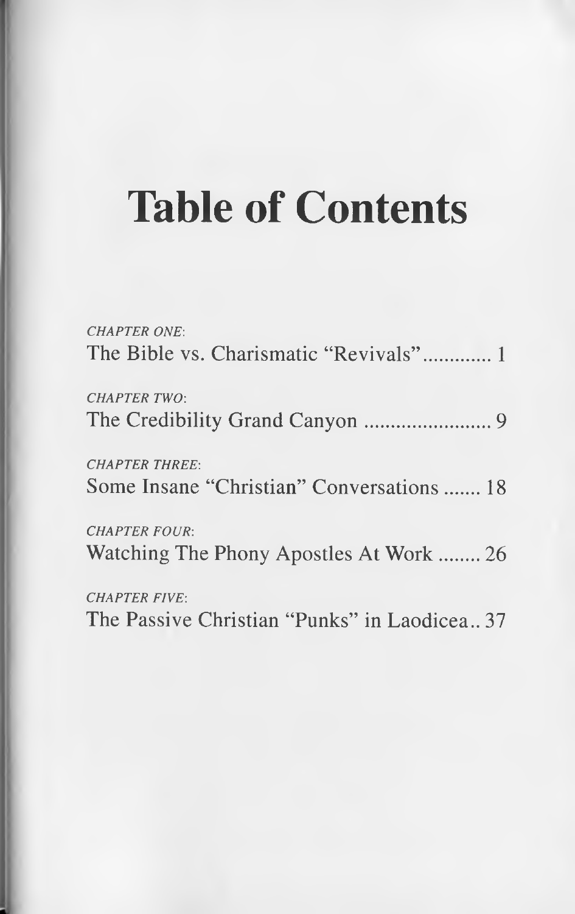# Table of Contents

*CHAPTER ONE*:
The Bible vs. Charismatic "Revivals" ............. 1

*CHAPTER TWO*:
The Credibility Grand Canyon ........................ 9

*CHAPTER THREE*:
Some Insane "Christian" Conversations ....... 18

*CHAPTER FOUR*:
Watching The Phony Apostles At Work ........ 26

*CHAPTER FIVE*:
The Passive Christian "Punks" in Laodicea.. 37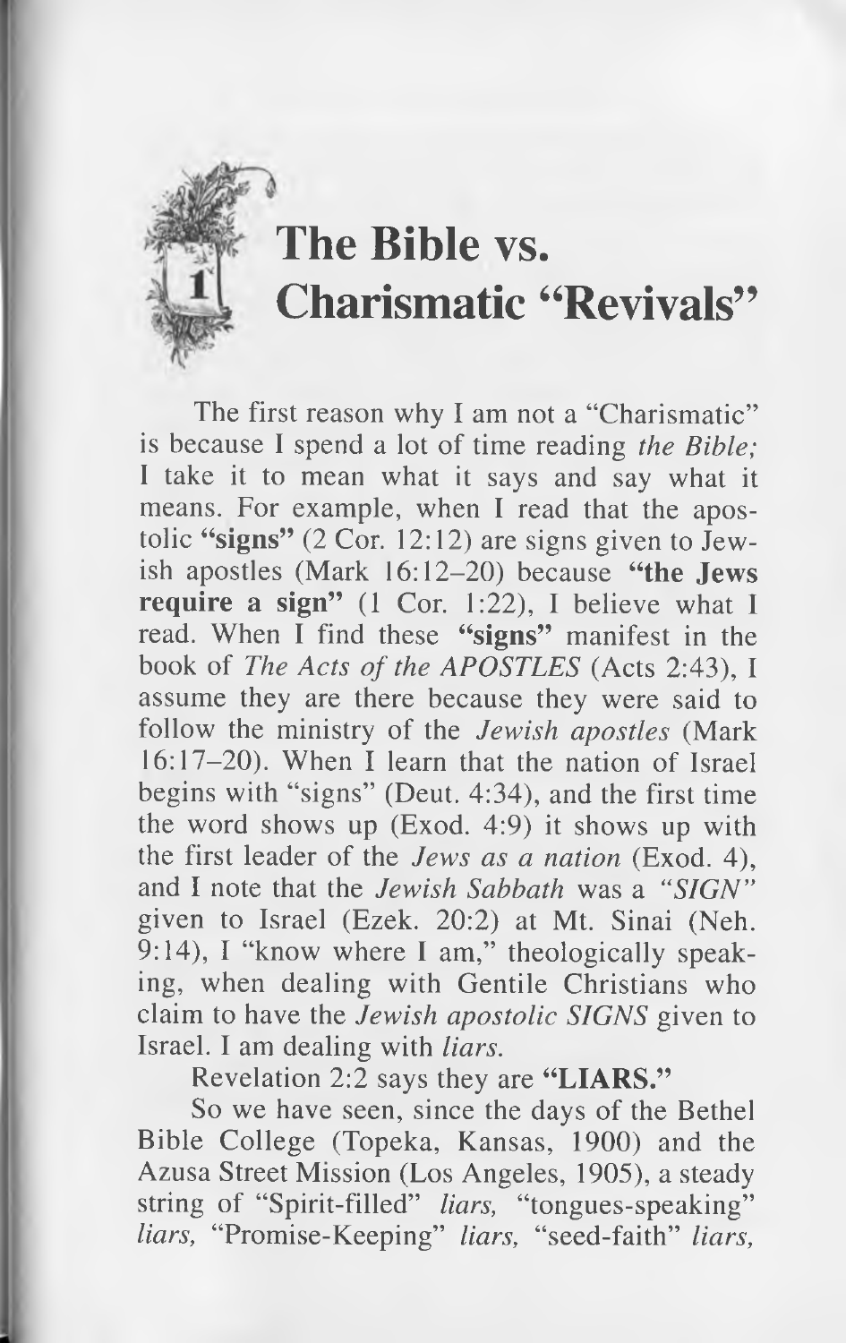# 1 The Bible vs. Charismatic "Revivals"

The first reason why I am not a "Charismatic" is because I spend a lot of time reading *the Bible;* I take it to mean what it says and say what it means. For example, when I read that the apostolic **"signs"** (2 Cor. 12:12) are signs given to Jewish apostles (Mark 16:12–20) because **"the Jews require a sign"** (1 Cor. 1:22), I believe what I read. When I find these **"signs"** manifest in the book of *The Acts of the APOSTLES* (Acts 2:43), I assume they are there because they were said to follow the ministry of the *Jewish apostles* (Mark 16:17–20). When I learn that the nation of Israel begins with "signs" (Deut. 4:34), and the first time the word shows up (Exod. 4:9) it shows up with the first leader of the *Jews as a nation* (Exod. 4), and I note that the *Jewish Sabbath* was a *"SIGN"* given to Israel (Ezek. 20:2) at Mt. Sinai (Neh. 9:14), I "know where I am," theologically speaking, when dealing with Gentile Christians who claim to have the *Jewish apostolic SIGNS* given to Israel. I am dealing with *liars.*

Revelation 2:2 says they are **"LIARS."**

So we have seen, since the days of the Bethel Bible College (Topeka, Kansas, 1900) and the Azusa Street Mission (Los Angeles, 1905), a steady string of "Spirit-filled" *liars,* "tongues-speaking" *liars,* "Promise-Keeping" *liars,* "seed-faith" *liars,*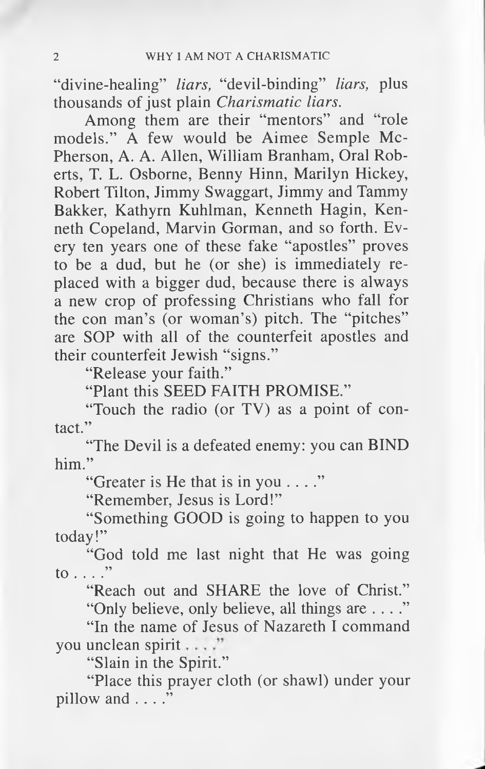"divine-healing" *liars,* "devil-binding" *liars,* plus thousands of just plain *Charismatic liars.*

Among them are their "mentors" and "role models." A few would be Aimee Semple McPherson, A. A. Allen, William Branham, Oral Roberts, T. L. Osborne, Benny Hinn, Marilyn Hickey, Robert Tilton, Jimmy Swaggart, Jimmy and Tammy Bakker, Kathyrn Kuhlman, Kenneth Hagin, Kenneth Copeland, Marvin Gorman, and so forth. Every ten years one of these fake "apostles" proves to be a dud, but he (or she) is immediately replaced with a bigger dud, because there is always a new crop of professing Christians who fall for the con man's (or woman's) pitch. The "pitches" are SOP with all of the counterfeit apostles and their counterfeit Jewish "signs."

"Release your faith."

"Plant this SEED FAITH PROMISE."

"Touch the radio (or TV) as a point of contact."

"The Devil is a defeated enemy: you can BIND him."

"Greater is He that is in you . . . ."

"Remember, Jesus is Lord!"

"Something GOOD is going to happen to you today!"

"God told me last night that He was going to . . . ."

"Reach out and SHARE the love of Christ."

"Only believe, only believe, all things are . . . ."

"In the name of Jesus of Nazareth I command you unclean spirit . . . ."

"Slain in the Spirit."

"Place this prayer cloth (or shawl) under your pillow and . . . ."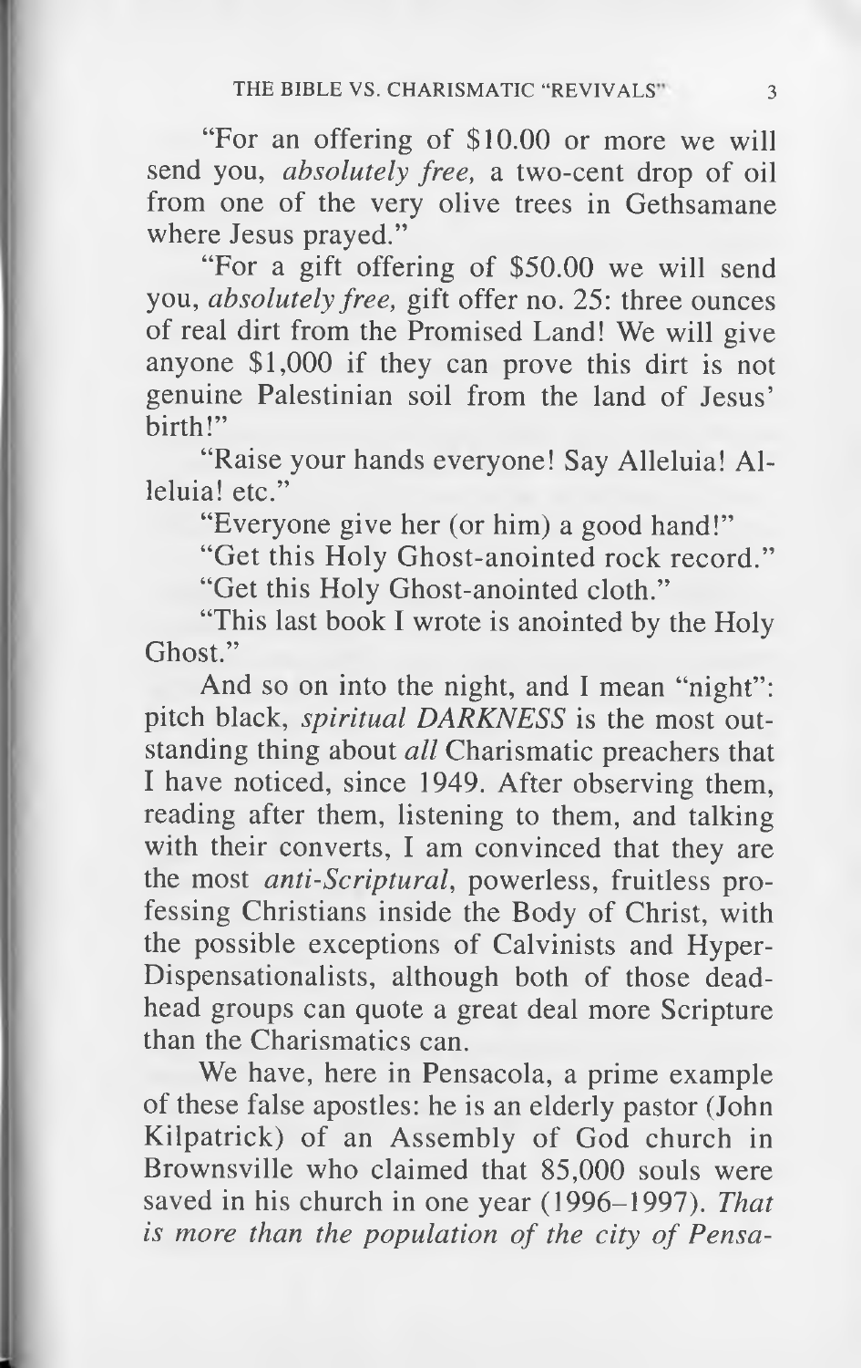"For an offering of $10.00 or more we will send you, *absolutely free,* a two-cent drop of oil from one of the very olive trees in Gethsamane where Jesus prayed."

"For a gift offering of $50.00 we will send you, *absolutely free,* gift offer no. 25: three ounces of real dirt from the Promised Land! We will give anyone $1,000 if they can prove this dirt is not genuine Palestinian soil from the land of Jesus' birth!"

"Raise your hands everyone! Say Alleluia! Alleluia! etc."

"Everyone give her (or him) a good hand!"

"Get this Holy Ghost-anointed rock record."

"Get this Holy Ghost-anointed cloth."

"This last book I wrote is anointed by the Holy Ghost."

And so on into the night, and I mean "night": pitch black, *spiritual DARKNESS* is the most outstanding thing about *all* Charismatic preachers that I have noticed, since 1949. After observing them, reading after them, listening to them, and talking with their converts, I am convinced that they are the most *anti-Scriptural*, powerless, fruitless professing Christians inside the Body of Christ, with the possible exceptions of Calvinists and Hyper-Dispensationalists, although both of those dead-head groups can quote a great deal more Scripture than the Charismatics can.

We have, here in Pensacola, a prime example of these false apostles: he is an elderly pastor (John Kilpatrick) of an Assembly of God church in Brownsville who claimed that 85,000 souls were saved in his church in one year (1996–1997). *That is more than the population of the city of Pensa-*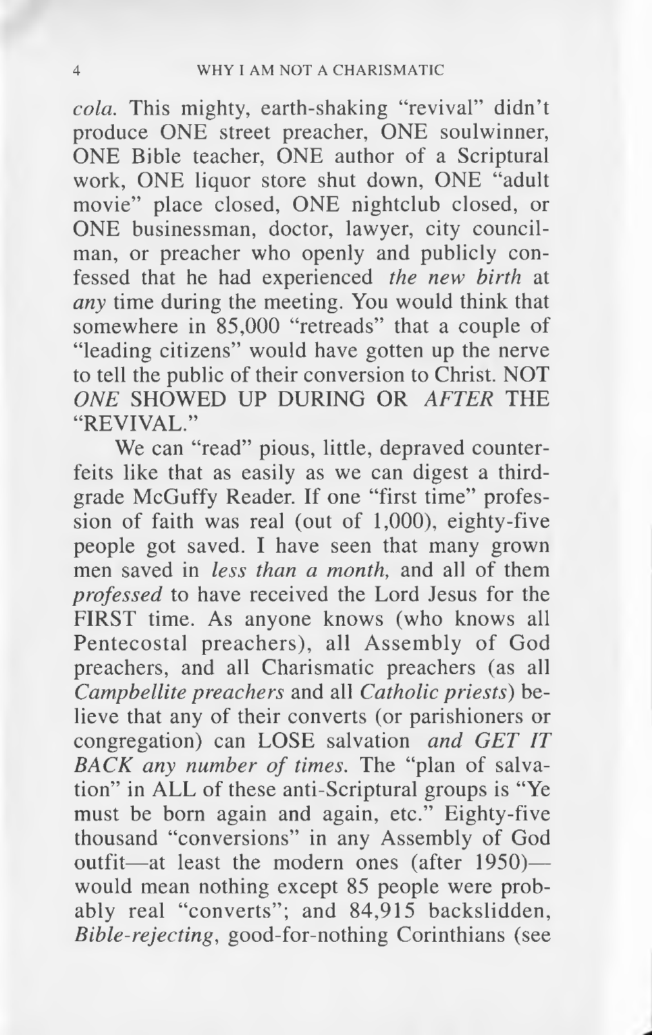*cola*. This mighty, earth-shaking "revival" didn't produce ONE street preacher, ONE soulwinner, ONE Bible teacher, ONE author of a Scriptural work, ONE liquor store shut down, ONE "adult movie" place closed, ONE nightclub closed, or ONE businessman, doctor, lawyer, city councilman, or preacher who openly and publicly confessed that he had experienced *the new birth* at *any* time during the meeting. You would think that somewhere in 85,000 "retreads" that a couple of "leading citizens" would have gotten up the nerve to tell the public of their conversion to Christ. NOT *ONE* SHOWED UP DURING OR *AFTER* THE "REVIVAL."

We can "read" pious, little, depraved counterfeits like that as easily as we can digest a third-grade McGuffy Reader. If one "first time" profession of faith was real (out of 1,000), eighty-five people got saved. I have seen that many grown men saved in *less than a month,* and all of them *professed* to have received the Lord Jesus for the FIRST time. As anyone knows (who knows all Pentecostal preachers), all Assembly of God preachers, and all Charismatic preachers (as all *Campbellite preachers* and all *Catholic priests*) believe that any of their converts (or parishioners or congregation) can LOSE salvation *and GET IT BACK any number of times.* The "plan of salvation" in ALL of these anti-Scriptural groups is "Ye must be born again and again, etc." Eighty-five thousand "conversions" in any Assembly of God outfit—at least the modern ones (after 1950)—would mean nothing except 85 people were probably real "converts"; and 84,915 backslidden, *Bible-rejecting*, good-for-nothing Corinthians (see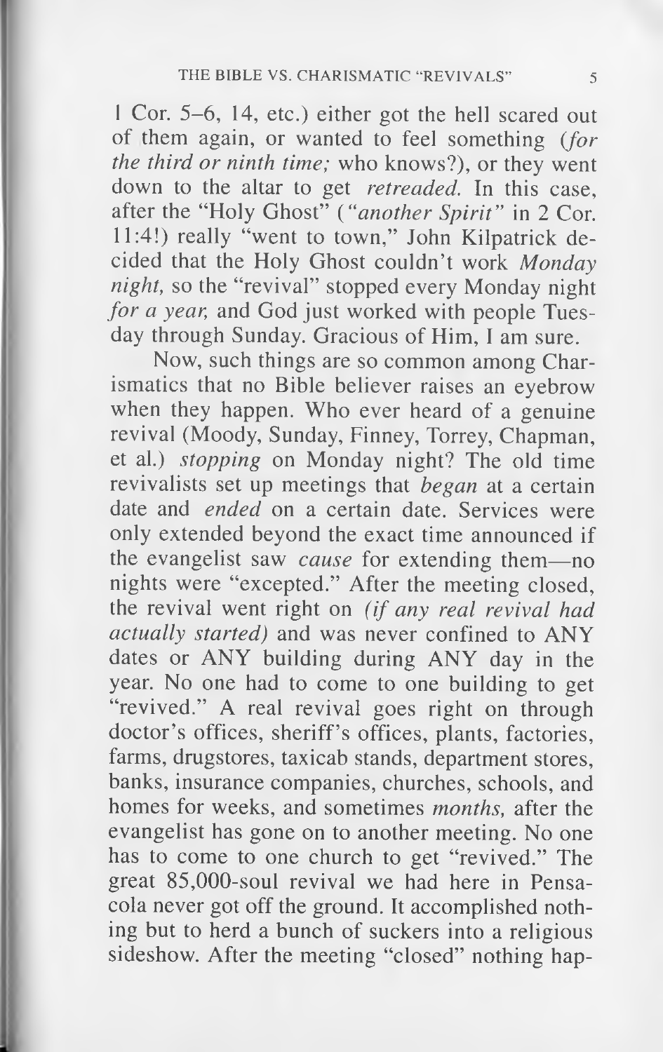1 Cor. 5–6, 14, etc.) either got the hell scared out of them again, or wanted to feel something (*for the third or ninth time;* who knows?), or they went down to the altar to get *retreaded.* In this case, after the "Holy Ghost" (*"another Spirit"* in 2 Cor. 11:4!) really "went to town," John Kilpatrick decided that the Holy Ghost couldn't work *Monday night,* so the "revival" stopped every Monday night *for a year,* and God just worked with people Tuesday through Sunday. Gracious of Him, I am sure.

Now, such things are so common among Charismatics that no Bible believer raises an eyebrow when they happen. Who ever heard of a genuine revival (Moody, Sunday, Finney, Torrey, Chapman, et al.) *stopping* on Monday night? The old time revivalists set up meetings that *began* at a certain date and *ended* on a certain date. Services were only extended beyond the exact time announced if the evangelist saw *cause* for extending them—no nights were "excepted." After the meeting closed, the revival went right on *(if any real revival had actually started)* and was never confined to ANY dates or ANY building during ANY day in the year. No one had to come to one building to get "revived." A real revival goes right on through doctor's offices, sheriff's offices, plants, factories, farms, drugstores, taxicab stands, department stores, banks, insurance companies, churches, schools, and homes for weeks, and sometimes *months,* after the evangelist has gone on to another meeting. No one has to come to one church to get "revived." The great 85,000-soul revival we had here in Pensacola never got off the ground. It accomplished nothing but to herd a bunch of suckers into a religious sideshow. After the meeting "closed" nothing hap-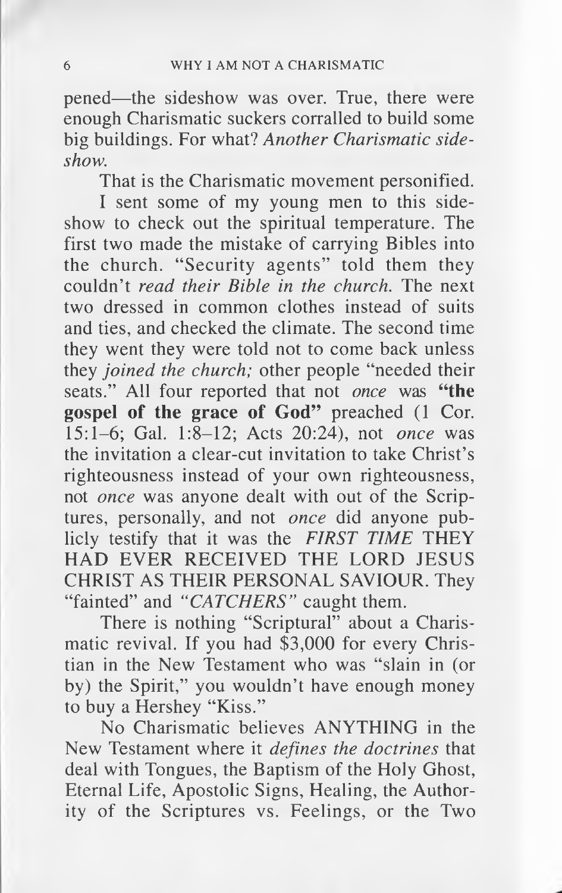pened—the sideshow was over. True, there were enough Charismatic suckers corralled to build some big buildings. For what? *Another Charismatic sideshow.*

That is the Charismatic movement personified.

I sent some of my young men to this sideshow to check out the spiritual temperature. The first two made the mistake of carrying Bibles into the church. "Security agents" told them they couldn't *read their Bible in the church.* The next two dressed in common clothes instead of suits and ties, and checked the climate. The second time they went they were told not to come back unless they *joined the church;* other people "needed their seats." All four reported that not *once* was **"the gospel of the grace of God"** preached (1 Cor. 15:1–6; Gal. 1:8–12; Acts 20:24), not *once* was the invitation a clear-cut invitation to take Christ's righteousness instead of your own righteousness, not *once* was anyone dealt with out of the Scriptures, personally, and not *once* did anyone publicly testify that it was the *FIRST TIME* THEY HAD EVER RECEIVED THE LORD JESUS CHRIST AS THEIR PERSONAL SAVIOUR. They "fainted" and *"CATCHERS"* caught them.

There is nothing "Scriptural" about a Charismatic revival. If you had $3,000 for every Christian in the New Testament who was "slain in (or by) the Spirit," you wouldn't have enough money to buy a Hershey "Kiss."

No Charismatic believes ANYTHING in the New Testament where it *defines the doctrines* that deal with Tongues, the Baptism of the Holy Ghost, Eternal Life, Apostolic Signs, Healing, the Authority of the Scriptures vs. Feelings, or the Two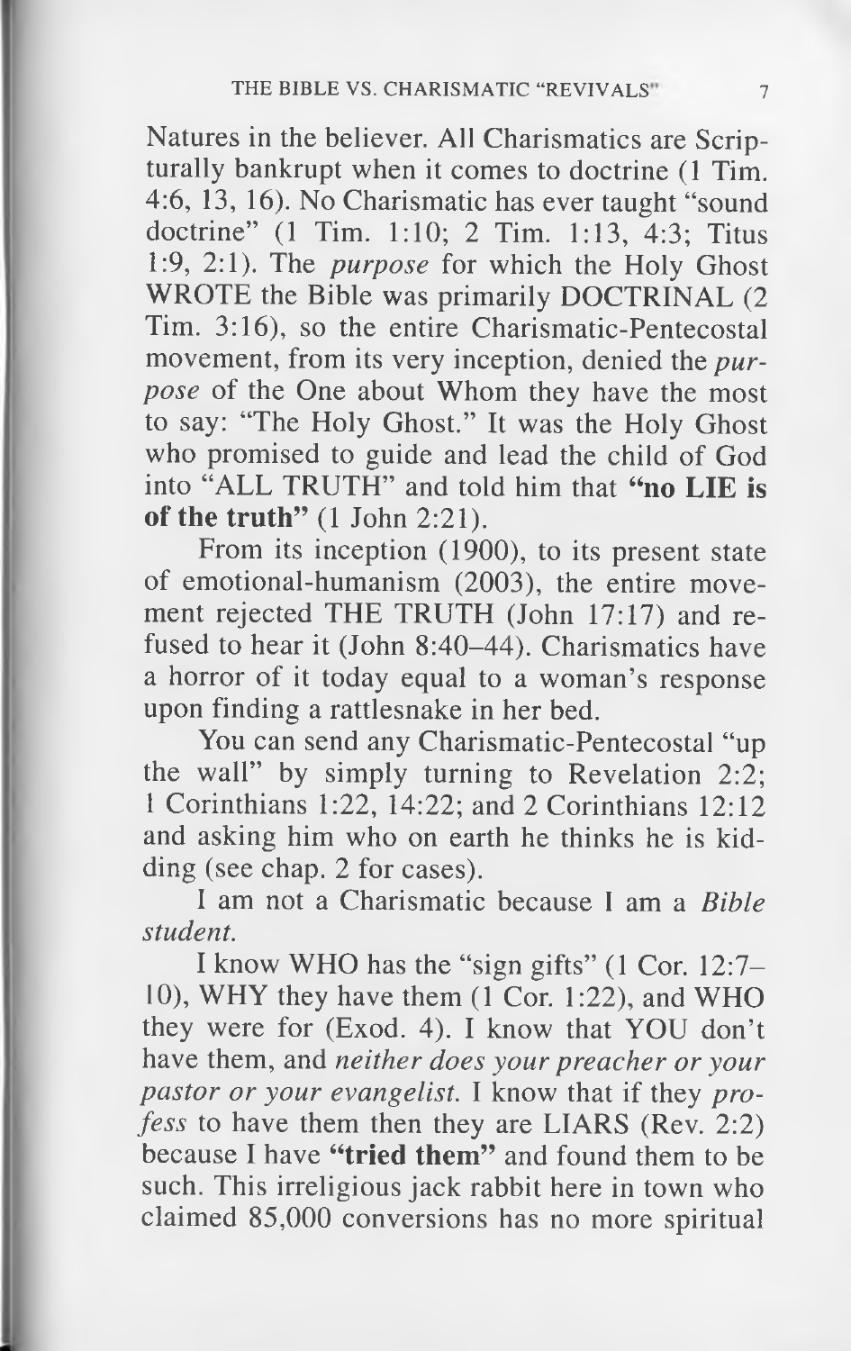Natures in the believer. All Charismatics are Scripturally bankrupt when it comes to doctrine (1 Tim. 4:6, 13, 16). No Charismatic has ever taught "sound doctrine" (1 Tim. 1:10; 2 Tim. 1:13, 4:3; Titus 1:9, 2:1). The *purpose* for which the Holy Ghost WROTE the Bible was primarily DOCTRINAL (2 Tim. 3:16), so the entire Charismatic-Pentecostal movement, from its very inception, denied the *purpose* of the One about Whom they have the most to say: "The Holy Ghost." It was the Holy Ghost who promised to guide and lead the child of God into "ALL TRUTH" and told him that **"no LIE is of the truth"** (1 John 2:21).

From its inception (1900), to its present state of emotional-humanism (2003), the entire movement rejected THE TRUTH (John 17:17) and refused to hear it (John 8:40–44). Charismatics have a horror of it today equal to a woman's response upon finding a rattlesnake in her bed.

You can send any Charismatic-Pentecostal "up the wall" by simply turning to Revelation 2:2; 1 Corinthians 1:22, 14:22; and 2 Corinthians 12:12 and asking him who on earth he thinks he is kidding (see chap. 2 for cases).

I am not a Charismatic because I am a *Bible student.*

I know WHO has the "sign gifts" (1 Cor. 12:7–10), WHY they have them (1 Cor. 1:22), and WHO they were for (Exod. 4). I know that YOU don't have them, and *neither does your preacher or your pastor or your evangelist.* I know that if they *profess* to have them then they are LIARS (Rev. 2:2) because I have **"tried them"** and found them to be such. This irreligious jack rabbit here in town who claimed 85,000 conversions has no more spiritual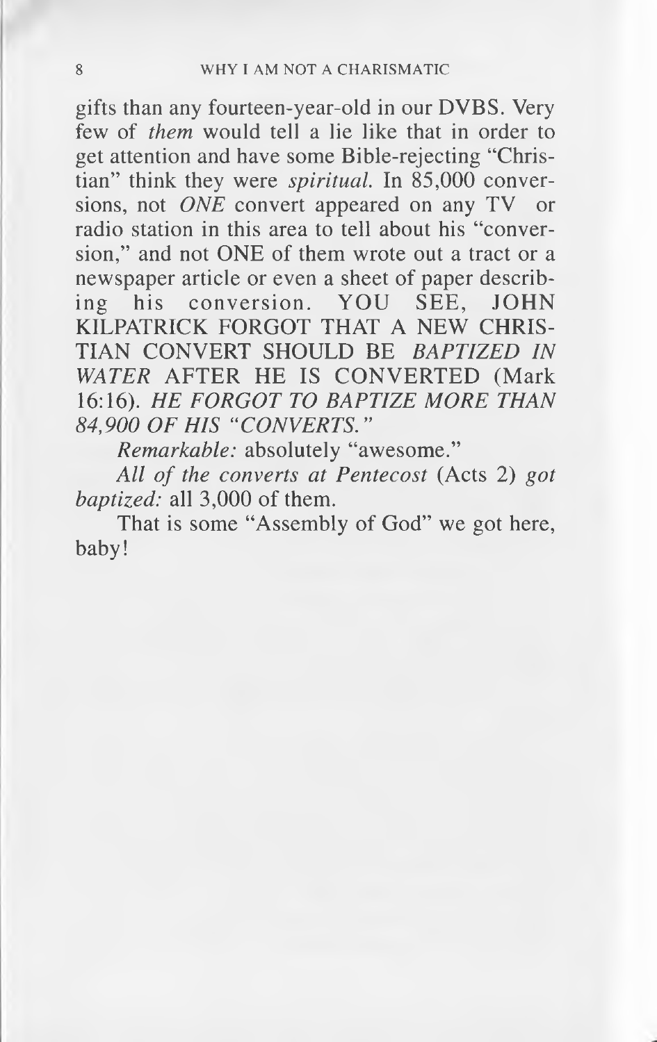gifts than any fourteen-year-old in our DVBS. Very few of *them* would tell a lie like that in order to get attention and have some Bible-rejecting "Christian" think they were *spiritual.* In 85,000 conversions, not *ONE* convert appeared on any TV or radio station in this area to tell about his "conversion," and not ONE of them wrote out a tract or a newspaper article or even a sheet of paper describing his conversion. YOU SEE, JOHN KILPATRICK FORGOT THAT A NEW CHRISTIAN CONVERT SHOULD BE *BAPTIZED IN WATER* AFTER HE IS CONVERTED (Mark 16:16). *HE FORGOT TO BAPTIZE MORE THAN 84,900 OF HIS "CONVERTS."*

*Remarkable:* absolutely "awesome."

*All of the converts at Pentecost* (Acts 2) *got baptized:* all 3,000 of them.

That is some "Assembly of God" we got here, baby!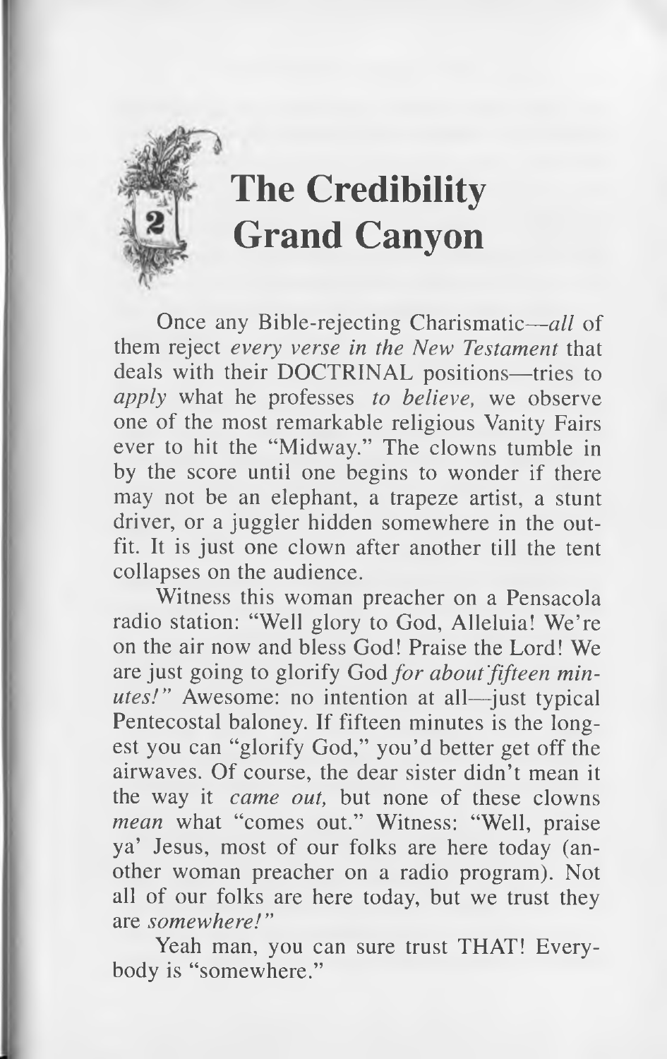# The Credibility Grand Canyon

Once any Bible-rejecting Charismatic—*all* of them reject *every verse in the New Testament* that deals with their DOCTRINAL positions—tries to *apply* what he professes *to believe,* we observe one of the most remarkable religious Vanity Fairs ever to hit the "Midway." The clowns tumble in by the score until one begins to wonder if there may not be an elephant, a trapeze artist, a stunt driver, or a juggler hidden somewhere in the outfit. It is just one clown after another till the tent collapses on the audience.

Witness this woman preacher on a Pensacola radio station: "Well glory to God, Alleluia! We're on the air now and bless God! Praise the Lord! We are just going to glorify God *for about fifteen minutes!*" Awesome: no intention at all—just typical Pentecostal baloney. If fifteen minutes is the longest you can "glorify God," you'd better get off the airwaves. Of course, the dear sister didn't mean it the way it *came out,* but none of these clowns *mean* what "comes out." Witness: "Well, praise ya' Jesus, most of our folks are here today (another woman preacher on a radio program). Not all of our folks are here today, but we trust they are *somewhere!*"

Yeah man, you can sure trust THAT! Everybody is "somewhere."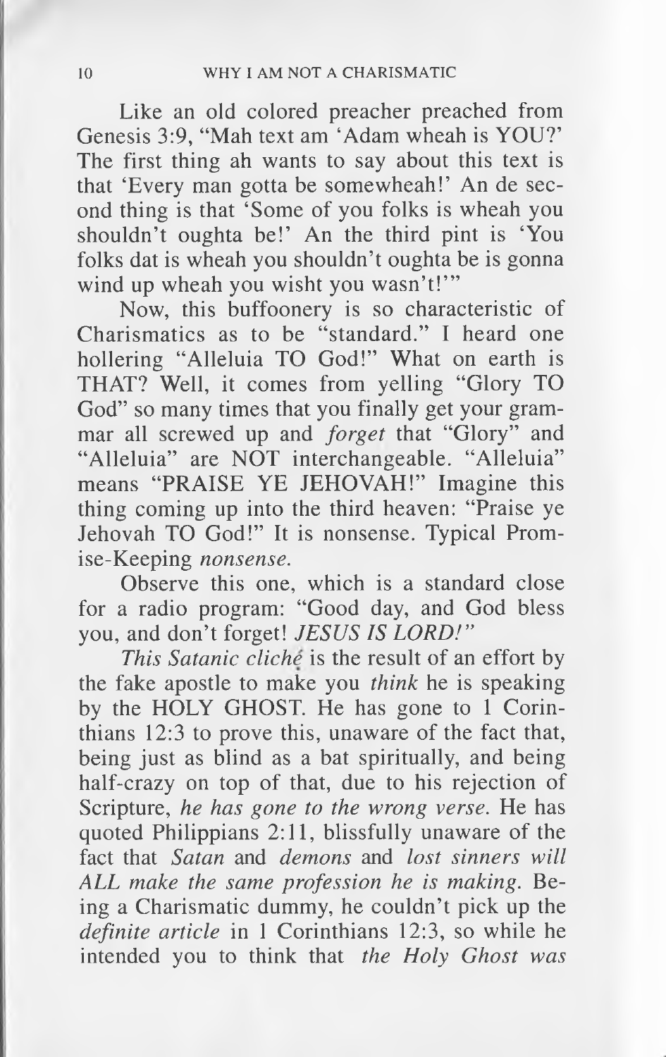Like an old colored preacher preached from Genesis 3:9, "Mah text am 'Adam wheah is YOU?' The first thing ah wants to say about this text is that 'Every man gotta be somewheah!' An de second thing is that 'Some of you folks is wheah you shouldn't oughta be!' An the third pint is 'You folks dat is wheah you shouldn't oughta be is gonna wind up wheah you wisht you wasn't!'"

Now, this buffoonery is so characteristic of Charismatics as to be "standard." I heard one hollering "Alleluia TO God!" What on earth is THAT? Well, it comes from yelling "Glory TO God" so many times that you finally get your grammar all screwed up and *forget* that "Glory" and "Alleluia" are NOT interchangeable. "Alleluia" means "PRAISE YE JEHOVAH!" Imagine this thing coming up into the third heaven: "Praise ye Jehovah TO God!" It is nonsense. Typical Promise-Keeping *nonsense.*

Observe this one, which is a standard close for a radio program: "Good day, and God bless you, and don't forget! *JESUS IS LORD!*"

*This Satanic cliché* is the result of an effort by the fake apostle to make you *think* he is speaking by the HOLY GHOST. He has gone to 1 Corinthians 12:3 to prove this, unaware of the fact that, being just as blind as a bat spiritually, and being half-crazy on top of that, due to his rejection of Scripture, *he has gone to the wrong verse.* He has quoted Philippians 2:11, blissfully unaware of the fact that *Satan* and *demons* and *lost sinners will ALL make the same profession he is making.* Being a Charismatic dummy, he couldn't pick up the *definite article* in 1 Corinthians 12:3, so while he intended you to think that *the Holy Ghost was*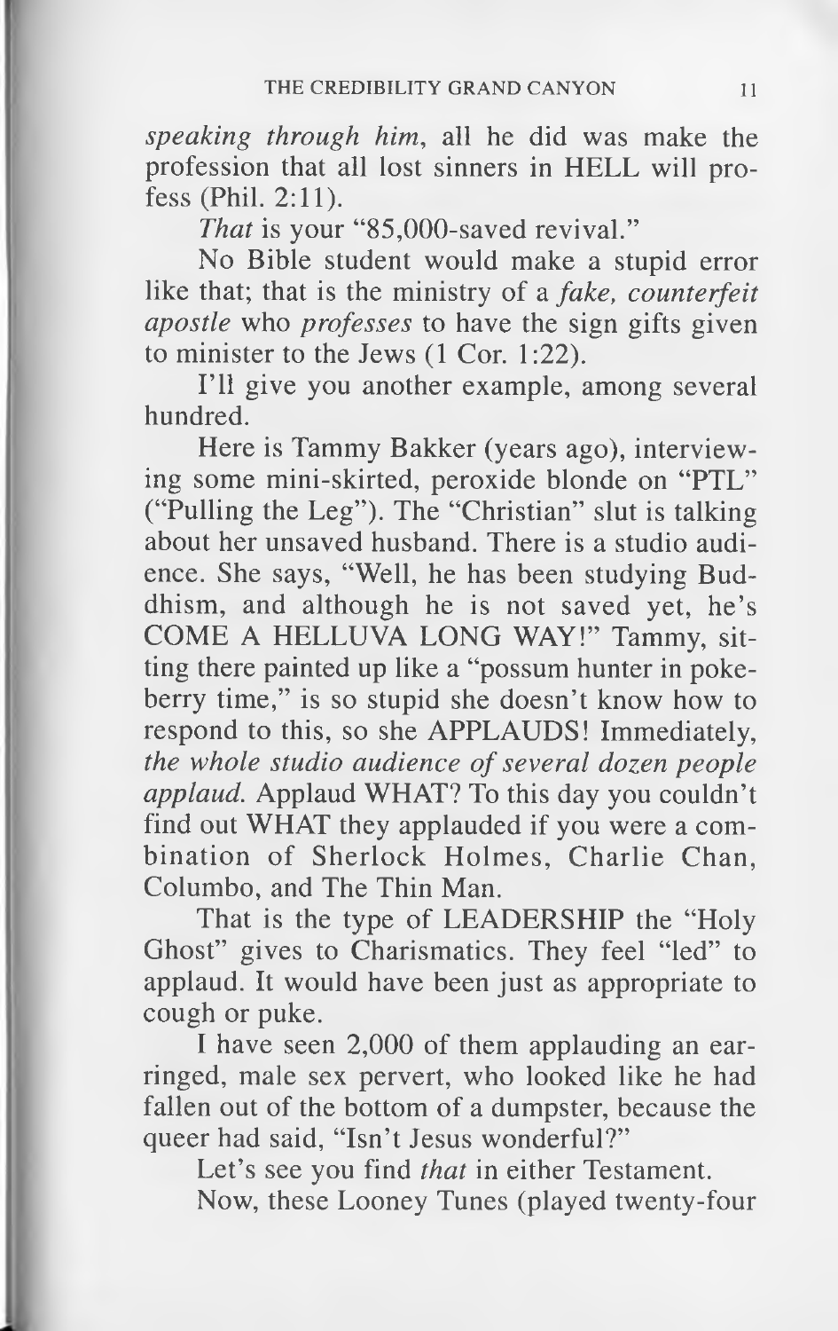*speaking through him*, all he did was make the profession that all lost sinners in HELL will profess (Phil. 2:11).

*That* is your "85,000-saved revival."

No Bible student would make a stupid error like that; that is the ministry of a *fake, counterfeit apostle* who *professes* to have the sign gifts given to minister to the Jews (1 Cor. 1:22).

I'll give you another example, among several hundred.

Here is Tammy Bakker (years ago), interviewing some mini-skirted, peroxide blonde on "PTL" ("Pulling the Leg"). The "Christian" slut is talking about her unsaved husband. There is a studio audience. She says, "Well, he has been studying Buddhism, and although he is not saved yet, he's COME A HELLUVA LONG WAY!" Tammy, sitting there painted up like a "possum hunter in pokeberry time," is so stupid she doesn't know how to respond to this, so she APPLAUDS! Immediately, *the whole studio audience of several dozen people applaud.* Applaud WHAT? To this day you couldn't find out WHAT they applauded if you were a combination of Sherlock Holmes, Charlie Chan, Columbo, and The Thin Man.

That is the type of LEADERSHIP the "Holy Ghost" gives to Charismatics. They feel "led" to applaud. It would have been just as appropriate to cough or puke.

I have seen 2,000 of them applauding an earringed, male sex pervert, who looked like he had fallen out of the bottom of a dumpster, because the queer had said, "Isn't Jesus wonderful?"

Let's see you find *that* in either Testament.

Now, these Looney Tunes (played twenty-four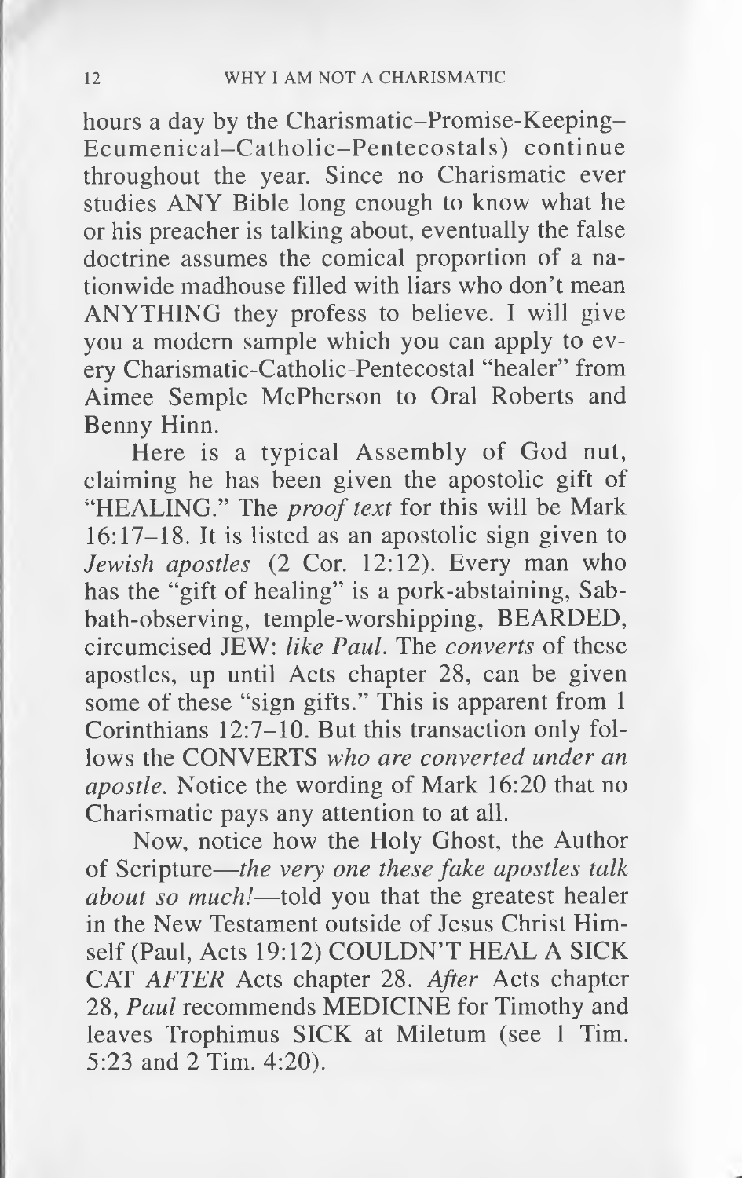hours a day by the Charismatic–Promise-Keeping–Ecumenical–Catholic–Pentecostals) continue throughout the year. Since no Charismatic ever studies ANY Bible long enough to know what he or his preacher is talking about, eventually the false doctrine assumes the comical proportion of a nationwide madhouse filled with liars who don't mean ANYTHING they profess to believe. I will give you a modern sample which you can apply to every Charismatic-Catholic-Pentecostal "healer" from Aimee Semple McPherson to Oral Roberts and Benny Hinn.

Here is a typical Assembly of God nut, claiming he has been given the apostolic gift of "HEALING." The *proof text* for this will be Mark 16:17–18. It is listed as an apostolic sign given to *Jewish apostles* (2 Cor. 12:12). Every man who has the "gift of healing" is a pork-abstaining, Sabbath-observing, temple-worshipping, BEARDED, circumcised JEW: *like Paul*. The *converts* of these apostles, up until Acts chapter 28, can be given some of these "sign gifts." This is apparent from 1 Corinthians 12:7–10. But this transaction only follows the CONVERTS *who are converted under an apostle*. Notice the wording of Mark 16:20 that no Charismatic pays any attention to at all.

Now, notice how the Holy Ghost, the Author of Scripture—*the very one these fake apostles talk about so much!*—told you that the greatest healer in the New Testament outside of Jesus Christ Himself (Paul, Acts 19:12) COULDN'T HEAL A SICK CAT *AFTER* Acts chapter 28. *After* Acts chapter 28, *Paul* recommends MEDICINE for Timothy and leaves Trophimus SICK at Miletum (see 1 Tim. 5:23 and 2 Tim. 4:20).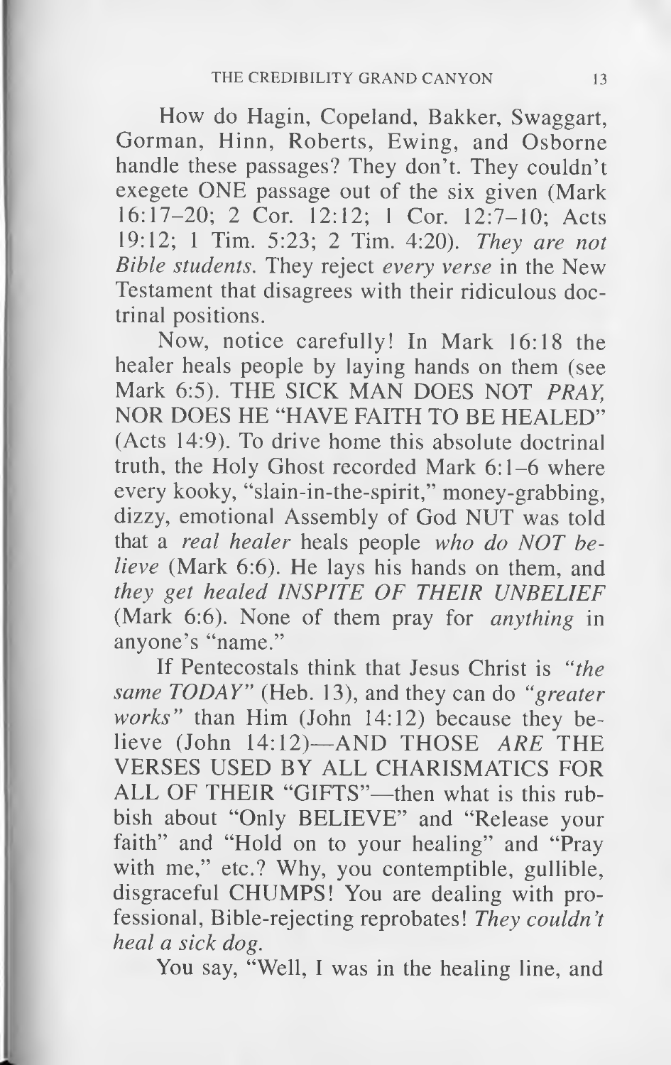How do Hagin, Copeland, Bakker, Swaggart, Gorman, Hinn, Roberts, Ewing, and Osborne handle these passages? They don't. They couldn't exegete ONE passage out of the six given (Mark 16:17–20; 2 Cor. 12:12; 1 Cor. 12:7–10; Acts 19:12; 1 Tim. 5:23; 2 Tim. 4:20). *They are not Bible students.* They reject *every verse* in the New Testament that disagrees with their ridiculous doctrinal positions.

Now, notice carefully! In Mark 16:18 the healer heals people by laying hands on them (see Mark 6:5). THE SICK MAN DOES NOT *PRAY,* NOR DOES HE "HAVE FAITH TO BE HEALED" (Acts 14:9). To drive home this absolute doctrinal truth, the Holy Ghost recorded Mark 6:1–6 where every kooky, "slain-in-the-spirit," money-grabbing, dizzy, emotional Assembly of God NUT was told that a *real healer* heals people *who do NOT believe* (Mark 6:6). He lays his hands on them, and *they get healed INSPITE OF THEIR UNBELIEF* (Mark 6:6). None of them pray for *anything* in anyone's "name."

If Pentecostals think that Jesus Christ is *"the same TODAY"* (Heb. 13), and they can do *"greater works"* than Him (John 14:12) because they believe (John 14:12)—AND THOSE *ARE* THE VERSES USED BY ALL CHARISMATICS FOR ALL OF THEIR "GIFTS"—then what is this rubbish about "Only BELIEVE" and "Release your faith" and "Hold on to your healing" and "Pray with me," etc.? Why, you contemptible, gullible, disgraceful CHUMPS! You are dealing with professional, Bible-rejecting reprobates! *They couldn't heal a sick dog.*

You say, "Well, I was in the healing line, and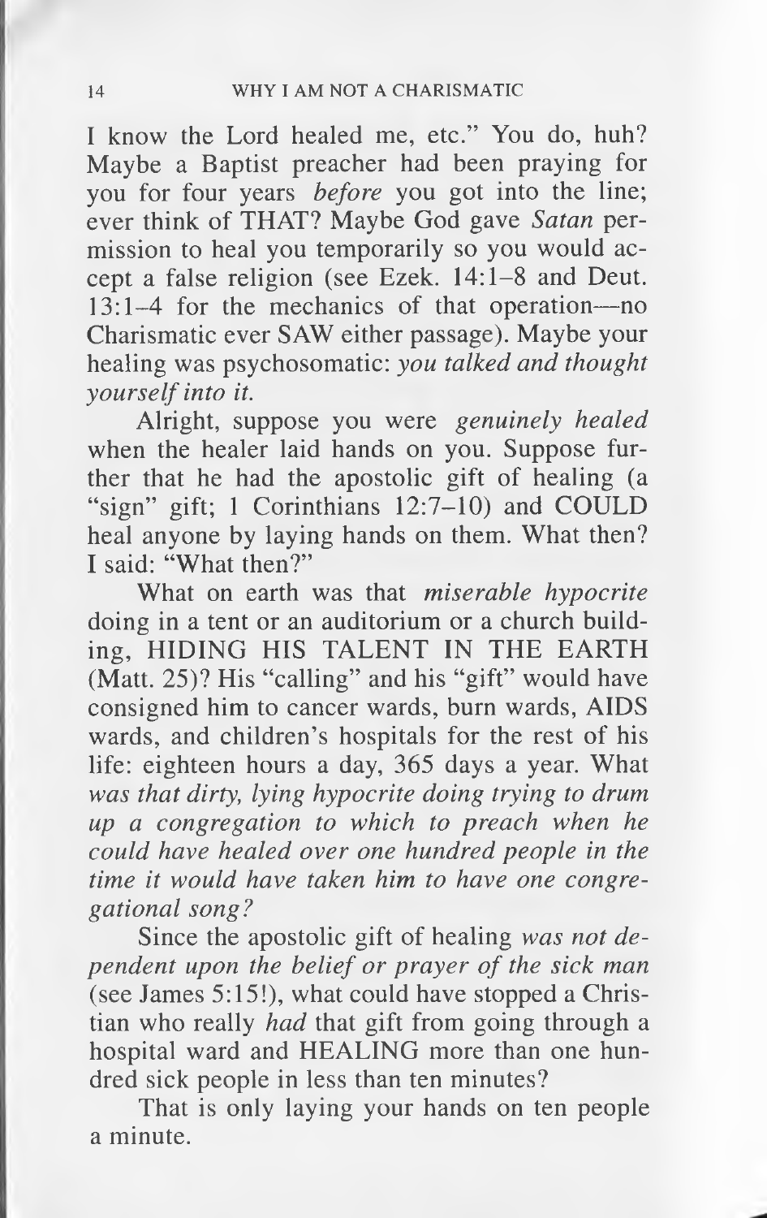I know the Lord healed me, etc." You do, huh? Maybe a Baptist preacher had been praying for you for four years *before* you got into the line; ever think of THAT? Maybe God gave *Satan* permission to heal you temporarily so you would accept a false religion (see Ezek. 14:1–8 and Deut. 13:1–4 for the mechanics of that operation—no Charismatic ever SAW either passage). Maybe your healing was psychosomatic: *you talked and thought yourself into it.*

Alright, suppose you were *genuinely healed* when the healer laid hands on you. Suppose further that he had the apostolic gift of healing (a "sign" gift; 1 Corinthians 12:7–10) and COULD heal anyone by laying hands on them. What then? I said: "What then?"

What on earth was that *miserable hypocrite* doing in a tent or an auditorium or a church building, HIDING HIS TALENT IN THE EARTH (Matt. 25)? His "calling" and his "gift" would have consigned him to cancer wards, burn wards, AIDS wards, and children's hospitals for the rest of his life: eighteen hours a day, 365 days a year. What *was that dirty, lying hypocrite doing trying to drum up a congregation to which to preach when he could have healed over one hundred people in the time it would have taken him to have one congregational song?*

Since the apostolic gift of healing *was not dependent upon the belief or prayer of the sick man* (see James 5:15!), what could have stopped a Christian who really *had* that gift from going through a hospital ward and HEALING more than one hundred sick people in less than ten minutes?

That is only laying your hands on ten people a minute.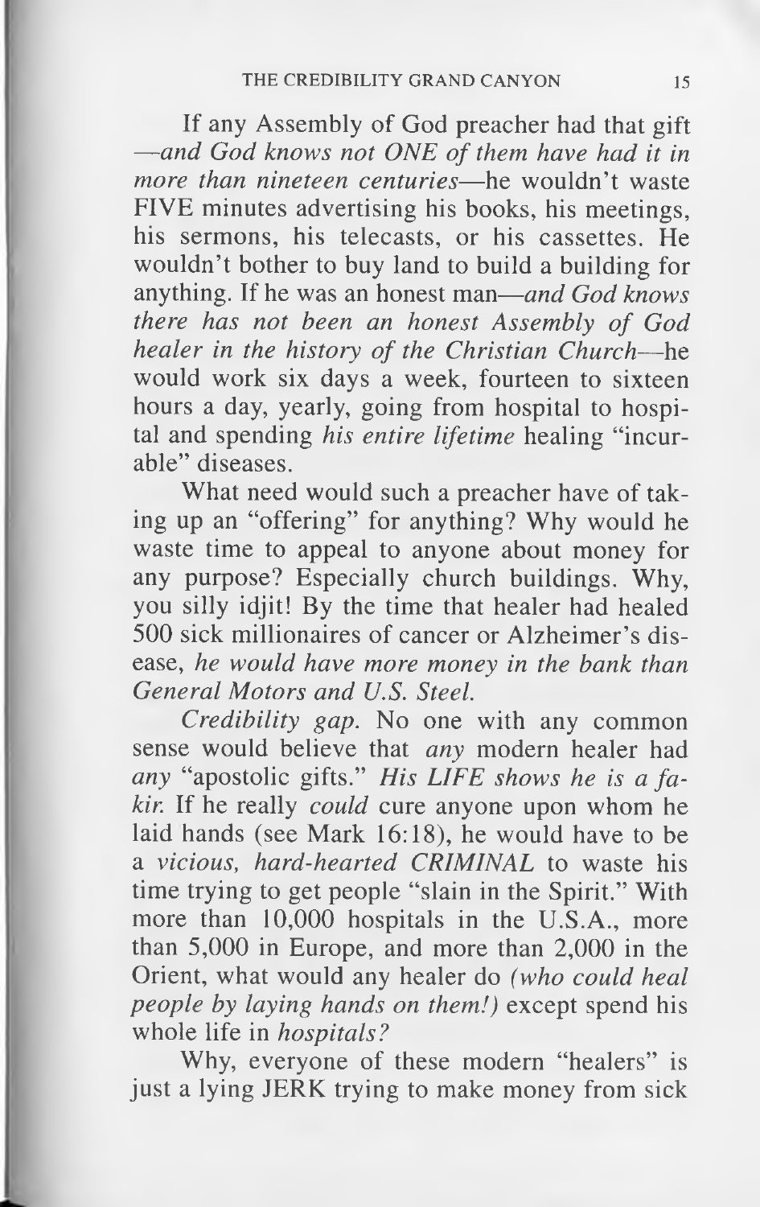If any Assembly of God preacher had that gift —*and God knows not ONE of them have had it in more than nineteen centuries*—he wouldn't waste FIVE minutes advertising his books, his meetings, his sermons, his telecasts, or his cassettes. He wouldn't bother to buy land to build a building for anything. If he was an honest man—*and God knows there has not been an honest Assembly of God healer in the history of the Christian Church*—he would work six days a week, fourteen to sixteen hours a day, yearly, going from hospital to hospital and spending *his entire lifetime* healing "incurable" diseases.

What need would such a preacher have of taking up an "offering" for anything? Why would he waste time to appeal to anyone about money for any purpose? Especially church buildings. Why, you silly idjit! By the time that healer had healed 500 sick millionaires of cancer or Alzheimer's disease, *he would have more money in the bank than General Motors and U.S. Steel.*

*Credibility gap.* No one with any common sense would believe that *any* modern healer had *any* "apostolic gifts." *His LIFE shows he is a fakir.* If he really *could* cure anyone upon whom he laid hands (see Mark 16:18), he would have to be a *vicious, hard-hearted CRIMINAL* to waste his time trying to get people "slain in the Spirit." With more than 10,000 hospitals in the U.S.A., more than 5,000 in Europe, and more than 2,000 in the Orient, what would any healer do *(who could heal people by laying hands on them!)* except spend his whole life in *hospitals?*

Why, everyone of these modern "healers" is just a lying JERK trying to make money from sick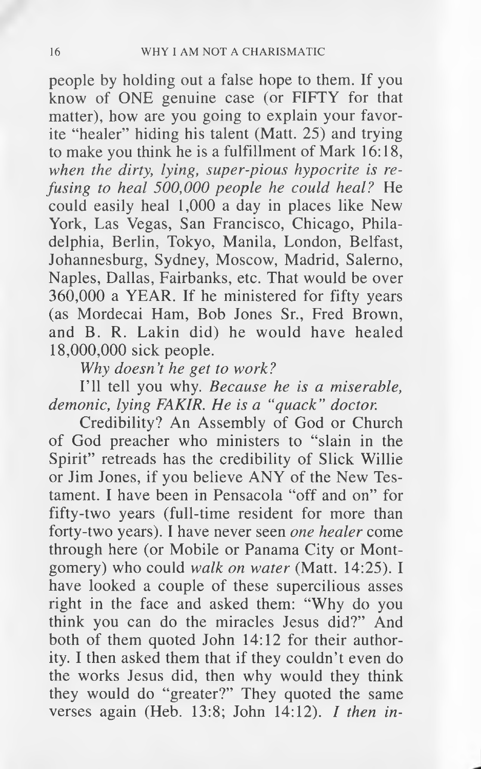people by holding out a false hope to them. If you know of ONE genuine case (or FIFTY for that matter), how are you going to explain your favorite "healer" hiding his talent (Matt. 25) and trying to make you think he is a fulfillment of Mark 16:18, *when the dirty, lying, super-pious hypocrite is refusing to heal 500,000 people he could heal?* He could easily heal 1,000 a day in places like New York, Las Vegas, San Francisco, Chicago, Philadelphia, Berlin, Tokyo, Manila, London, Belfast, Johannesburg, Sydney, Moscow, Madrid, Salerno, Naples, Dallas, Fairbanks, etc. That would be over 360,000 a YEAR. If he ministered for fifty years (as Mordecai Ham, Bob Jones Sr., Fred Brown, and B. R. Lakin did) he would have healed 18,000,000 sick people.

*Why doesn't he get to work?*

I'll tell you why. *Because he is a miserable, demonic, lying FAKIR. He is a "quack" doctor.*

Credibility? An Assembly of God or Church of God preacher who ministers to "slain in the Spirit" retreads has the credibility of Slick Willie or Jim Jones, if you believe ANY of the New Testament. I have been in Pensacola "off and on" for fifty-two years (full-time resident for more than forty-two years). I have never seen *one healer* come through here (or Mobile or Panama City or Montgomery) who could *walk on water* (Matt. 14:25). I have looked a couple of these supercilious asses right in the face and asked them: "Why do you think you can do the miracles Jesus did?" And both of them quoted John 14:12 for their authority. I then asked them that if they couldn't even do the works Jesus did, then why would they think they would do "greater?" They quoted the same verses again (Heb. 13:8; John 14:12). *I then in-*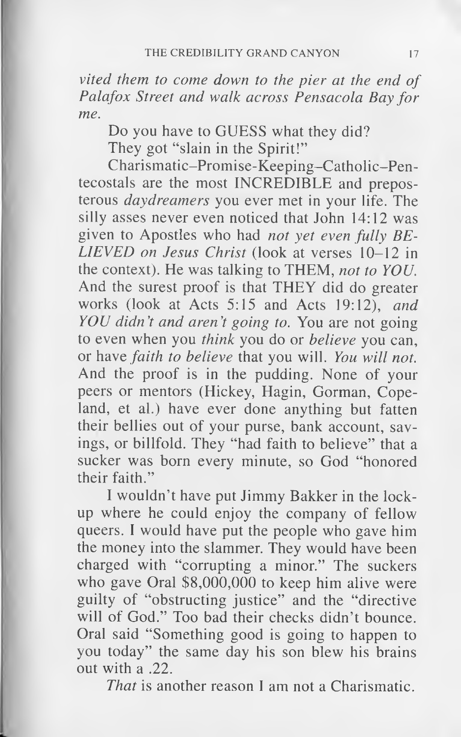*vited them to come down to the pier at the end of Palafox Street and walk across Pensacola Bay for me.*

Do you have to GUESS what they did?

They got "slain in the Spirit!"

Charismatic–Promise-Keeping–Catholic–Pentecostals are the most INCREDIBLE and preposterous *daydreamers* you ever met in your life. The silly asses never even noticed that John 14:12 was given to Apostles who had *not yet even fully BELIEVED on Jesus Christ* (look at verses 10–12 in the context). He was talking to THEM, *not to YOU.* And the surest proof is that THEY did do greater works (look at Acts 5:15 and Acts 19:12), *and YOU didn't and aren't going to.* You are not going to even when you *think* you do or *believe* you can, or have *faith to believe* that you will. *You will not.* And the proof is in the pudding. None of your peers or mentors (Hickey, Hagin, Gorman, Copeland, et al.) have ever done anything but fatten their bellies out of your purse, bank account, savings, or billfold. They "had faith to believe" that a sucker was born every minute, so God "honored their faith."

I wouldn't have put Jimmy Bakker in the lockup where he could enjoy the company of fellow queers. I would have put the people who gave him the money into the slammer. They would have been charged with "corrupting a minor." The suckers who gave Oral $8,000,000 to keep him alive were guilty of "obstructing justice" and the "directive will of God." Too bad their checks didn't bounce. Oral said "Something good is going to happen to you today" the same day his son blew his brains out with a .22.

*That* is another reason I am not a Charismatic.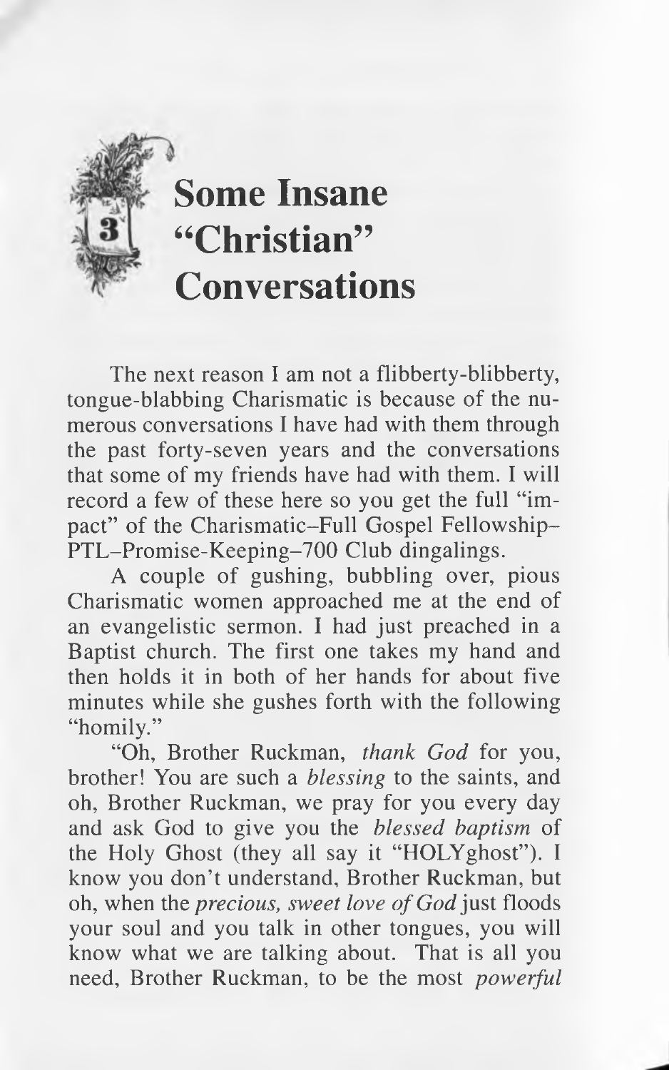# 3 Some Insane "Christian" Conversations

The next reason I am not a flibberty-blibberty, tongue-blabbing Charismatic is because of the numerous conversations I have had with them through the past forty-seven years and the conversations that some of my friends have had with them. I will record a few of these here so you get the full "impact" of the Charismatic–Full Gospel Fellowship–PTL–Promise-Keeping–700 Club dingalings.

A couple of gushing, bubbling over, pious Charismatic women approached me at the end of an evangelistic sermon. I had just preached in a Baptist church. The first one takes my hand and then holds it in both of her hands for about five minutes while she gushes forth with the following "homily."

"Oh, Brother Ruckman, *thank God* for you, brother! You are such a *blessing* to the saints, and oh, Brother Ruckman, we pray for you every day and ask God to give you the *blessed baptism* of the Holy Ghost (they all say it "HOLYghost"). I know you don't understand, Brother Ruckman, but oh, when the *precious, sweet love of God* just floods your soul and you talk in other tongues, you will know what we are talking about. That is all you need, Brother Ruckman, to be the most *powerful*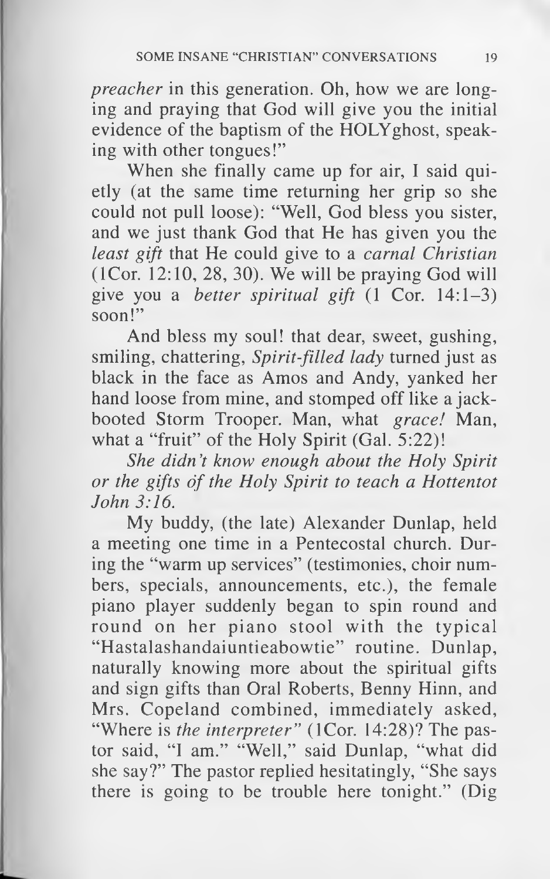*preacher* in this generation. Oh, how we are longing and praying that God will give you the initial evidence of the baptism of the HOLYghost, speaking with other tongues!"

When she finally came up for air, I said quietly (at the same time returning her grip so she could not pull loose): "Well, God bless you sister, and we just thank God that He has given you the *least gift* that He could give to a *carnal Christian* (1Cor. 12:10, 28, 30). We will be praying God will give you a *better spiritual gift* (1 Cor. 14:1–3) soon!"

And bless my soul! that dear, sweet, gushing, smiling, chattering, *Spirit-filled lady* turned just as black in the face as Amos and Andy, yanked her hand loose from mine, and stomped off like a jack-booted Storm Trooper. Man, what *grace!* Man, what a "fruit" of the Holy Spirit (Gal. 5:22)!

*She didn't know enough about the Holy Spirit or the gifts of the Holy Spirit to teach a Hottentot John 3:16.*

My buddy, (the late) Alexander Dunlap, held a meeting one time in a Pentecostal church. During the "warm up services" (testimonies, choir numbers, specials, announcements, etc.), the female piano player suddenly began to spin round and round on her piano stool with the typical "Hastalashandaiuntieabowtie" routine. Dunlap, naturally knowing more about the spiritual gifts and sign gifts than Oral Roberts, Benny Hinn, and Mrs. Copeland combined, immediately asked, "Where is *the interpreter*" (1Cor. 14:28)? The pastor said, "I am." "Well," said Dunlap, "what did she say?" The pastor replied hesitatingly, "She says there is going to be trouble here tonight." (Dig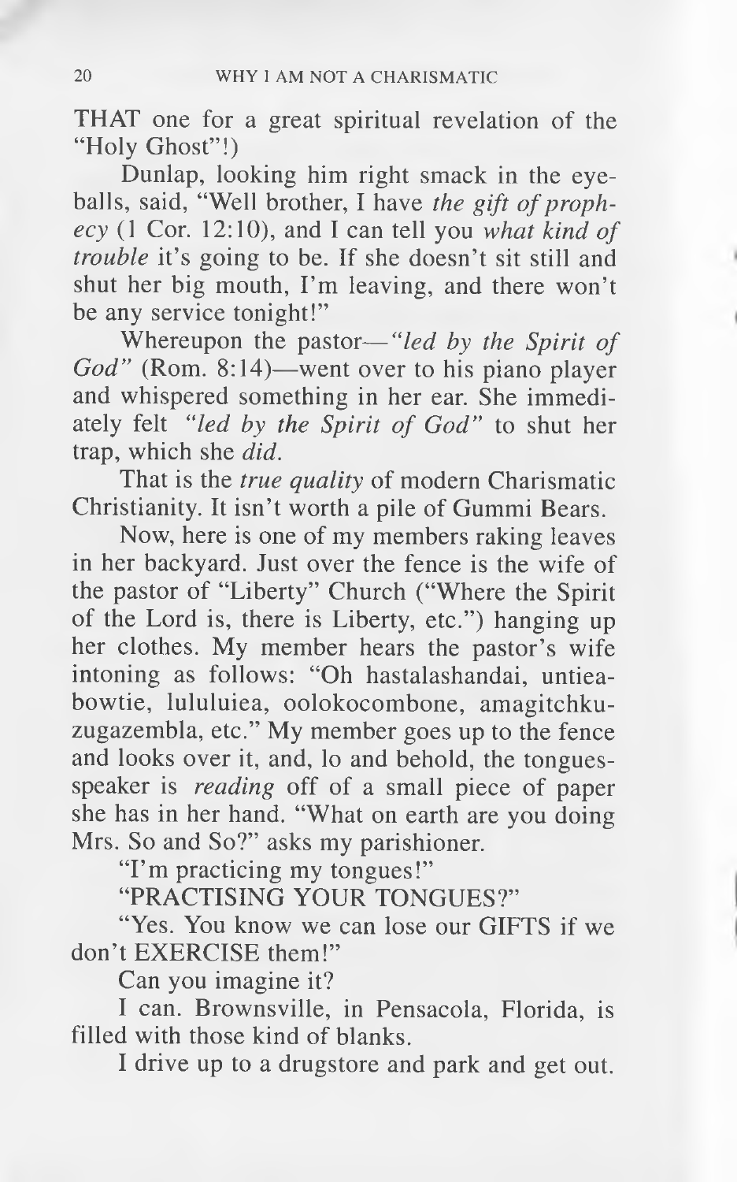THAT one for a great spiritual revelation of the "Holy Ghost"!)

Dunlap, looking him right smack in the eyeballs, said, "Well brother, I have *the gift of prophecy* (1 Cor. 12:10), and I can tell you *what kind of trouble* it's going to be. If she doesn't sit still and shut her big mouth, I'm leaving, and there won't be any service tonight!"

Whereupon the pastor—*"led by the Spirit of God"* (Rom. 8:14)—went over to his piano player and whispered something in her ear. She immediately felt *"led by the Spirit of God"* to shut her trap, which she *did*.

That is the *true quality* of modern Charismatic Christianity. It isn't worth a pile of Gummi Bears.

Now, here is one of my members raking leaves in her backyard. Just over the fence is the wife of the pastor of "Liberty" Church ("Where the Spirit of the Lord is, there is Liberty, etc.") hanging up her clothes. My member hears the pastor's wife intoning as follows: "Oh hastalashandai, untieabowtie, lululuiea, oolokocombone, amagitchkuzugazembla, etc." My member goes up to the fence and looks over it, and, lo and behold, the tongues-speaker is *reading* off of a small piece of paper she has in her hand. "What on earth are you doing Mrs. So and So?" asks my parishioner.

"I'm practicing my tongues!"

"PRACTISING YOUR TONGUES?"

"Yes. You know we can lose our GIFTS if we don't EXERCISE them!"

Can you imagine it?

I can. Brownsville, in Pensacola, Florida, is filled with those kind of blanks.

I drive up to a drugstore and park and get out.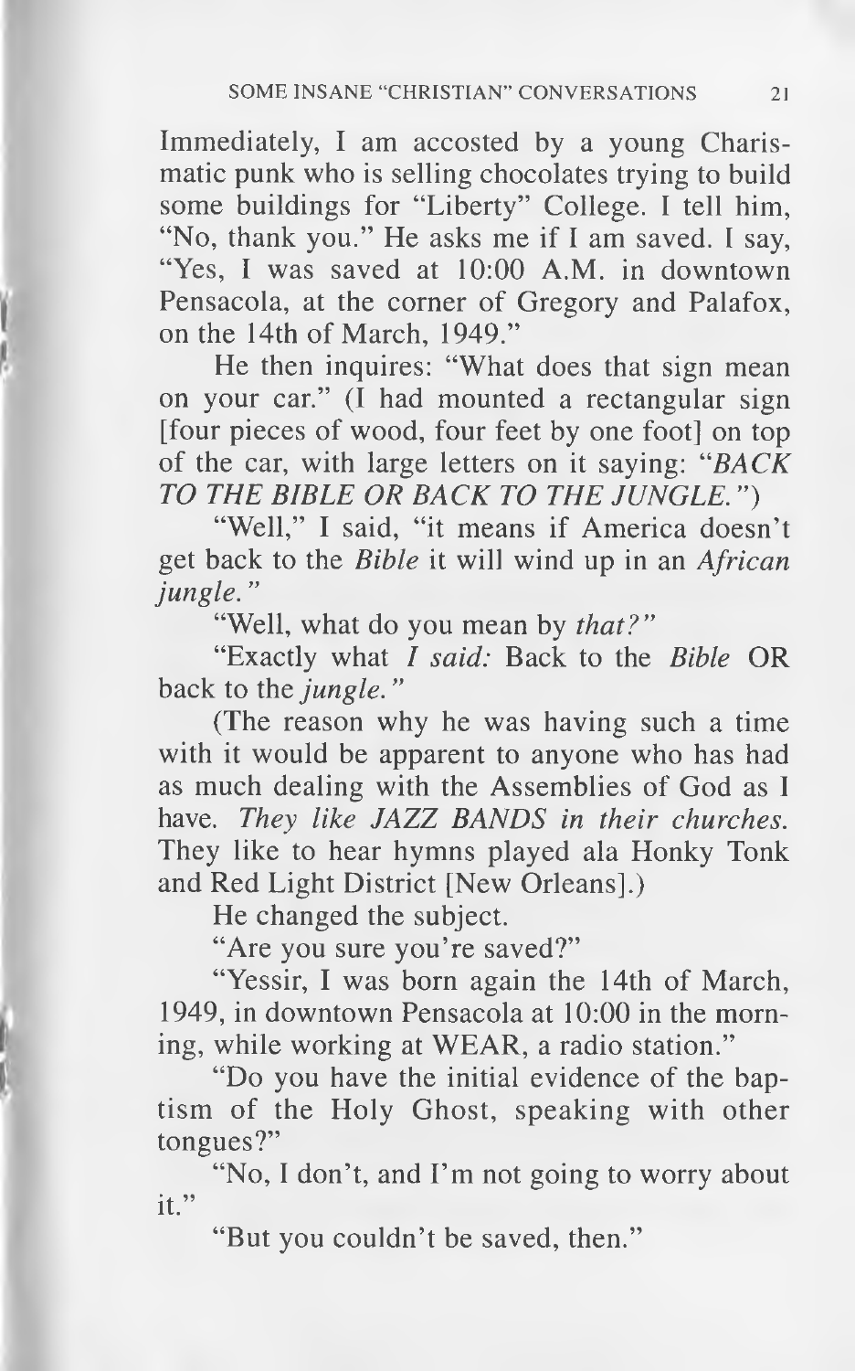Immediately, I am accosted by a young Charismatic punk who is selling chocolates trying to build some buildings for "Liberty" College. I tell him, "No, thank you." He asks me if I am saved. I say, "Yes, I was saved at 10:00 A.M. in downtown Pensacola, at the corner of Gregory and Palafox, on the 14th of March, 1949."

He then inquires: "What does that sign mean on your car." (I had mounted a rectangular sign [four pieces of wood, four feet by one foot] on top of the car, with large letters on it saying: "*BACK TO THE BIBLE OR BACK TO THE JUNGLE.*")

"Well," I said, "it means if America doesn't get back to the *Bible* it will wind up in an *African jungle.*"

"Well, what do you mean by *that?*"

"Exactly what *I said:* Back to the *Bible* OR back to the *jungle.*"

(The reason why he was having such a time with it would be apparent to anyone who has had as much dealing with the Assemblies of God as I have. *They like JAZZ BANDS in their churches.* They like to hear hymns played ala Honky Tonk and Red Light District [New Orleans].)

He changed the subject.

"Are you sure you're saved?"

"Yessir, I was born again the 14th of March, 1949, in downtown Pensacola at 10:00 in the morning, while working at WEAR, a radio station."

"Do you have the initial evidence of the baptism of the Holy Ghost, speaking with other tongues?"

"No, I don't, and I'm not going to worry about it."

"But you couldn't be saved, then."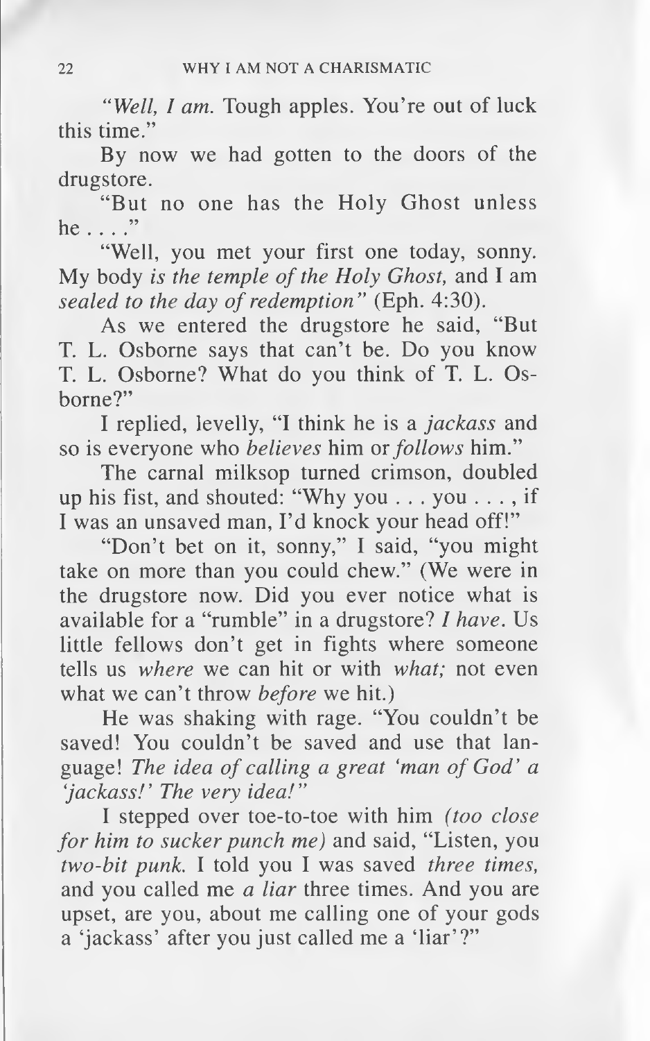*"Well, I am.* Tough apples. You're out of luck this time."

By now we had gotten to the doors of the drugstore.

"But no one has the Holy Ghost unless he . . . ."

"Well, you met your first one today, sonny. My body *is the temple of the Holy Ghost,* and I am *sealed to the day of redemption"* (Eph. 4:30).

As we entered the drugstore he said, "But T. L. Osborne says that can't be. Do you know T. L. Osborne? What do you think of T. L. Osborne?"

I replied, levelly, "I think he is a *jackass* and so is everyone who *believes* him or *follows* him."

The carnal milksop turned crimson, doubled up his fist, and shouted: "Why you . . . you . . . , if I was an unsaved man, I'd knock your head off!"

"Don't bet on it, sonny," I said, "you might take on more than you could chew." (We were in the drugstore now. Did you ever notice what is available for a "rumble" in a drugstore? *I have.* Us little fellows don't get in fights where someone tells us *where* we can hit or with *what;* not even what we can't throw *before* we hit.)

He was shaking with rage. "You couldn't be saved! You couldn't be saved and use that language! *The idea of calling a great 'man of God' a 'jackass!' The very idea!"*

I stepped over toe-to-toe with him *(too close for him to sucker punch me)* and said, "Listen, you *two-bit punk.* I told you I was saved *three times,* and you called me *a liar* three times. And you are upset, are you, about me calling one of your gods a 'jackass' after you just called me a 'liar'?"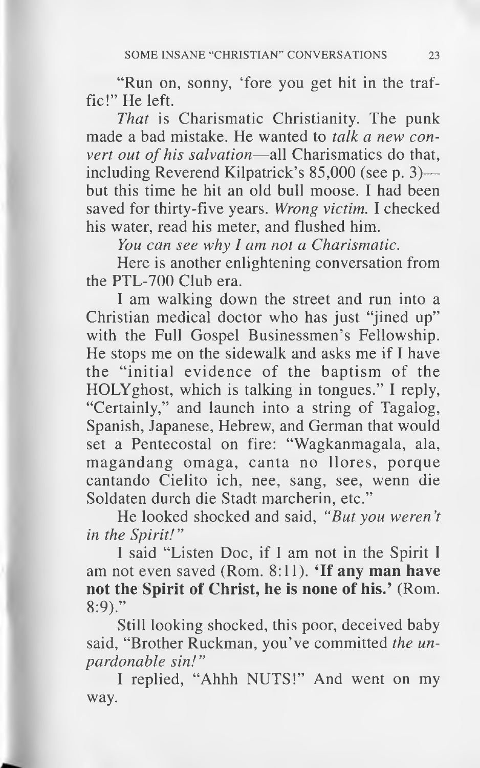"Run on, sonny, 'fore you get hit in the traffic!" He left.

*That* is Charismatic Christianity. The punk made a bad mistake. He wanted to *talk a new convert out of his salvation*—all Charismatics do that, including Reverend Kilpatrick's 85,000 (see p. 3)—but this time he hit an old bull moose. I had been saved for thirty-five years. *Wrong victim.* I checked his water, read his meter, and flushed him.

*You can see why I am not a Charismatic.*

Here is another enlightening conversation from the PTL-700 Club era.

I am walking down the street and run into a Christian medical doctor who has just "jined up" with the Full Gospel Businessmen's Fellowship. He stops me on the sidewalk and asks me if I have the "initial evidence of the baptism of the HOLYghost, which is talking in tongues." I reply, "Certainly," and launch into a string of Tagalog, Spanish, Japanese, Hebrew, and German that would set a Pentecostal on fire: "Wagkanmagala, ala, magandang omaga, canta no llores, porque cantando Cielito ich, nee, sang, see, wenn die Soldaten durch die Stadt marcherin, etc."

He looked shocked and said, *"But you weren't in the Spirit!"*

I said "Listen Doc, if I am not in the Spirit I am not even saved (Rom. 8:11). **'If any man have not the Spirit of Christ, he is none of his.'** (Rom. 8:9)."

Still looking shocked, this poor, deceived baby said, "Brother Ruckman, you've committed *the unpardonable sin!"*

I replied, "Ahhh NUTS!" And went on my way.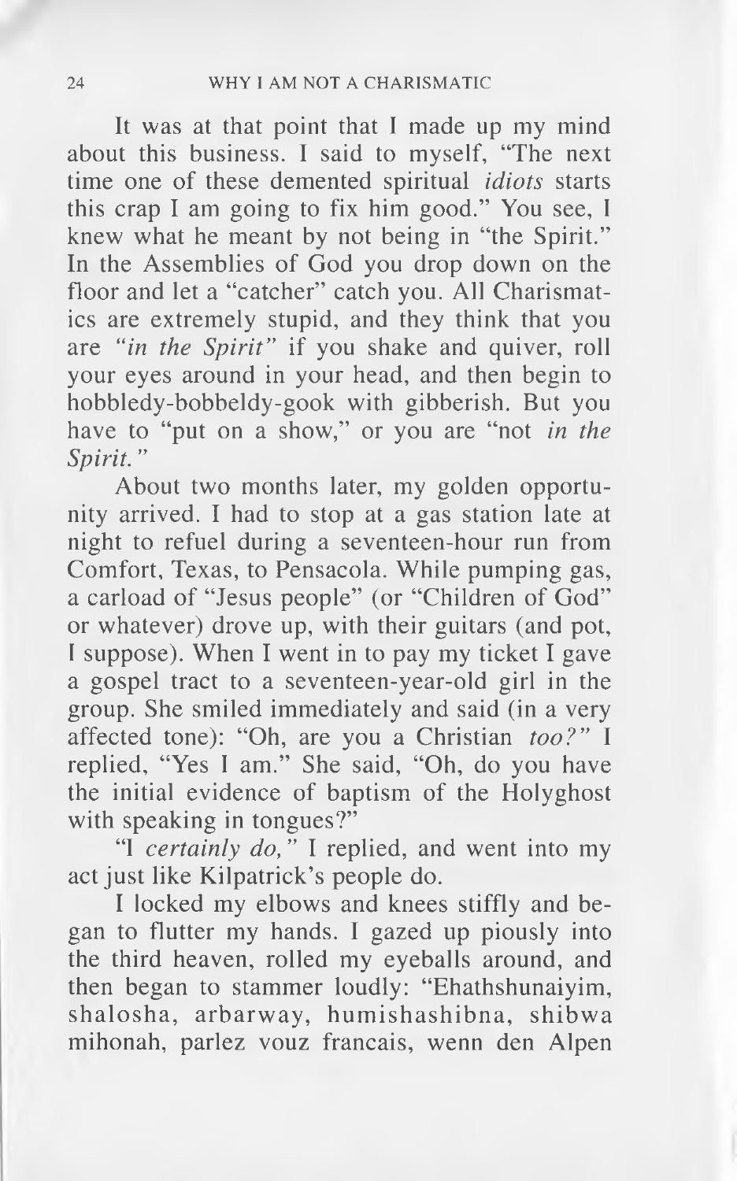It was at that point that I made up my mind about this business. I said to myself, "The next time one of these demented spiritual *idiots* starts this crap I am going to fix him good." You see, I knew what he meant by not being in "the Spirit." In the Assemblies of God you drop down on the floor and let a "catcher" catch you. All Charismatics are extremely stupid, and they think that you are *"in the Spirit"* if you shake and quiver, roll your eyes around in your head, and then begin to hobbledy-bobbeldy-gook with gibberish. But you have to "put on a show," or you are "not *in the Spirit."*

About two months later, my golden opportunity arrived. I had to stop at a gas station late at night to refuel during a seventeen-hour run from Comfort, Texas, to Pensacola. While pumping gas, a carload of "Jesus people" (or "Children of God" or whatever) drove up, with their guitars (and pot, I suppose). When I went in to pay my ticket I gave a gospel tract to a seventeen-year-old girl in the group. She smiled immediately and said (in a very affected tone): "Oh, are you a Christian *too?"* I replied, "Yes I am." She said, "Oh, do you have the initial evidence of baptism of the Holyghost with speaking in tongues?"

"I *certainly do,"* I replied, and went into my act just like Kilpatrick's people do.

I locked my elbows and knees stiffly and began to flutter my hands. I gazed up piously into the third heaven, rolled my eyeballs around, and then began to stammer loudly: "Ehathshunaiyim, shalosha, arbarway, humishashibna, shibwa mihonah, parlez vouz francais, wenn den Alpen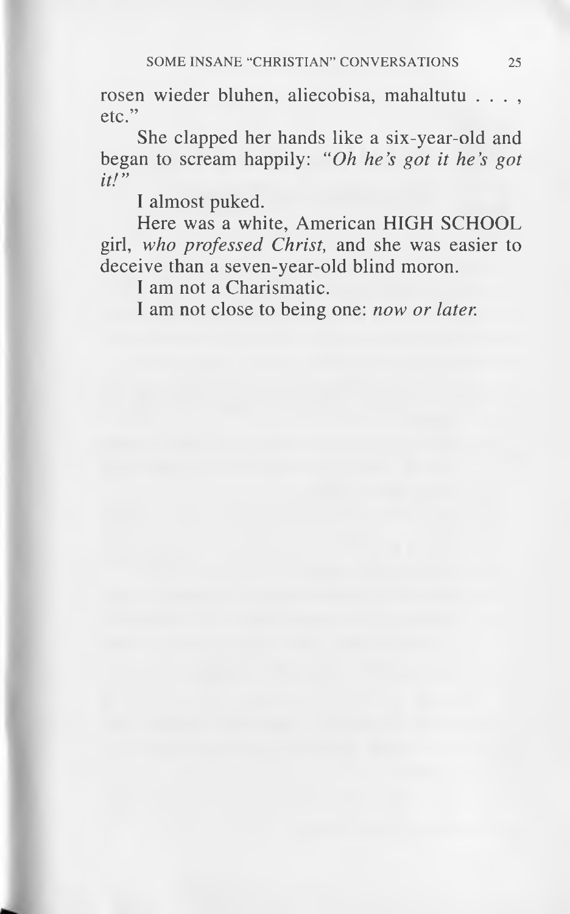rosen wieder bluhen, aliecobisa, mahaltutu . . . , etc."

She clapped her hands like a six-year-old and began to scream happily: *"Oh he's got it he's got it!"*

I almost puked.

Here was a white, American HIGH SCHOOL girl, *who professed Christ,* and she was easier to deceive than a seven-year-old blind moron.

I am not a Charismatic.

I am not close to being one: *now or later.*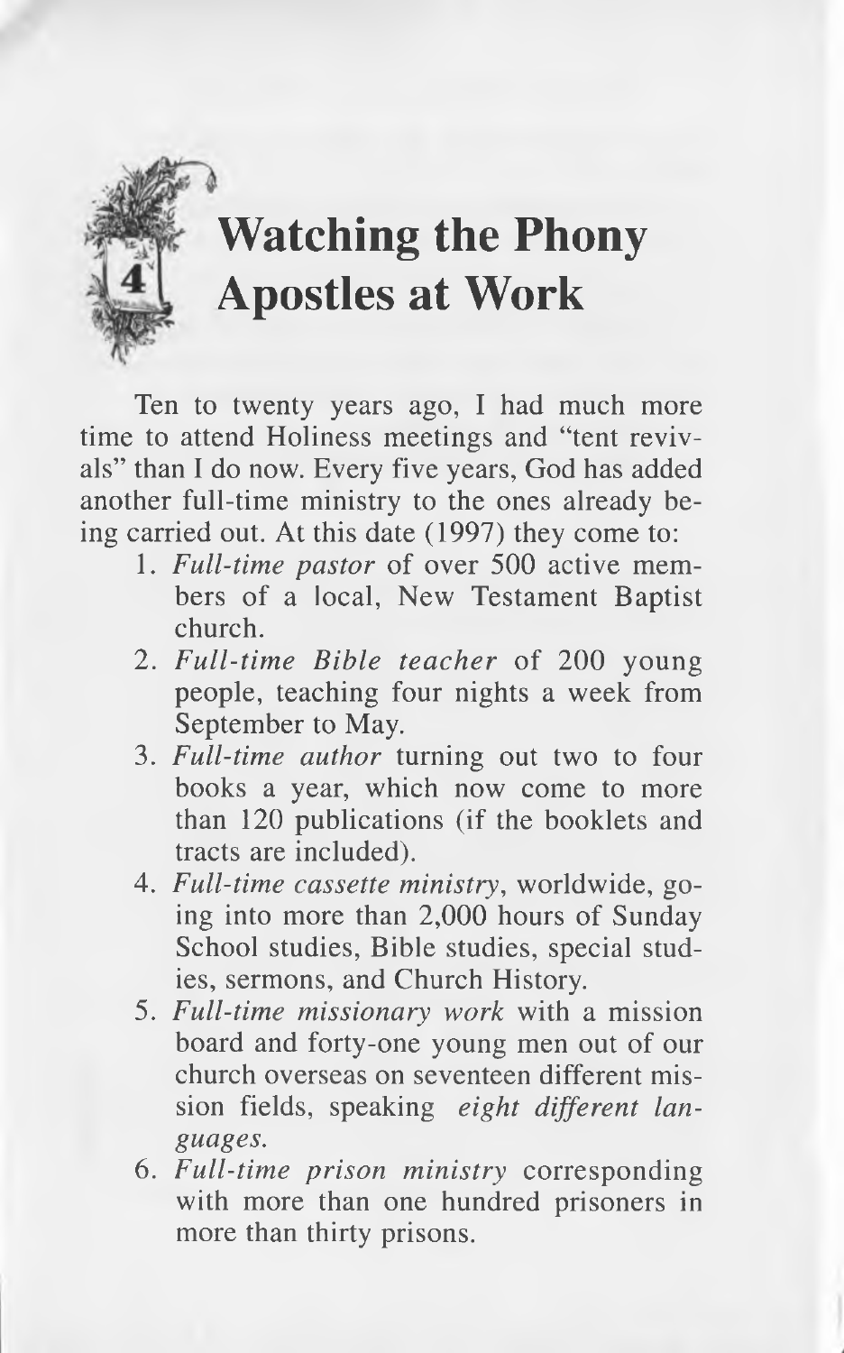# 4 Watching the Phony Apostles at Work

Ten to twenty years ago, I had much more time to attend Holiness meetings and "tent revivals" than I do now. Every five years, God has added another full-time ministry to the ones already being carried out. At this date (1997) they come to:

1. *Full-time pastor* of over 500 active members of a local, New Testament Baptist church.
2. *Full-time Bible teacher* of 200 young people, teaching four nights a week from September to May.
3. *Full-time author* turning out two to four books a year, which now come to more than 120 publications (if the booklets and tracts are included).
4. *Full-time cassette ministry*, worldwide, going into more than 2,000 hours of Sunday School studies, Bible studies, special studies, sermons, and Church History.
5. *Full-time missionary work* with a mission board and forty-one young men out of our church overseas on seventeen different mission fields, speaking *eight different languages.*
6. *Full-time prison ministry* corresponding with more than one hundred prisoners in more than thirty prisons.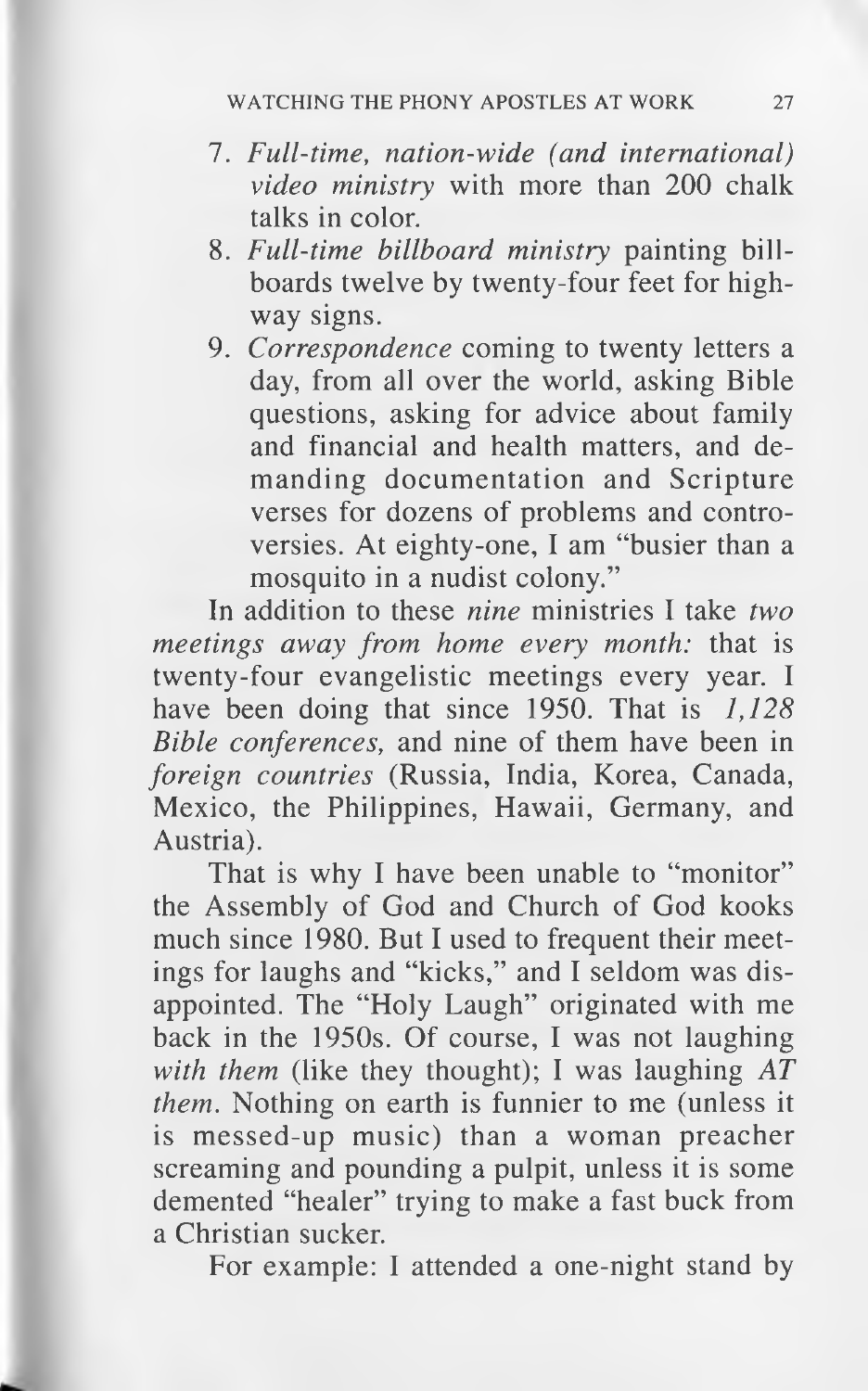7. *Full-time, nation-wide (and international) video ministry* with more than 200 chalk talks in color.
8. *Full-time billboard ministry* painting billboards twelve by twenty-four feet for highway signs.
9. *Correspondence* coming to twenty letters a day, from all over the world, asking Bible questions, asking for advice about family and financial and health matters, and demanding documentation and Scripture verses for dozens of problems and controversies. At eighty-one, I am "busier than a mosquito in a nudist colony."

In addition to these *nine* ministries I take *two meetings away from home every month:* that is twenty-four evangelistic meetings every year. I have been doing that since 1950. That is *1,128 Bible conferences,* and nine of them have been in *foreign countries* (Russia, India, Korea, Canada, Mexico, the Philippines, Hawaii, Germany, and Austria).

That is why I have been unable to "monitor" the Assembly of God and Church of God kooks much since 1980. But I used to frequent their meetings for laughs and "kicks," and I seldom was disappointed. The "Holy Laugh" originated with me back in the 1950s. Of course, I was not laughing *with them* (like they thought); I was laughing *AT them*. Nothing on earth is funnier to me (unless it is messed-up music) than a woman preacher screaming and pounding a pulpit, unless it is some demented "healer" trying to make a fast buck from a Christian sucker.

For example: I attended a one-night stand by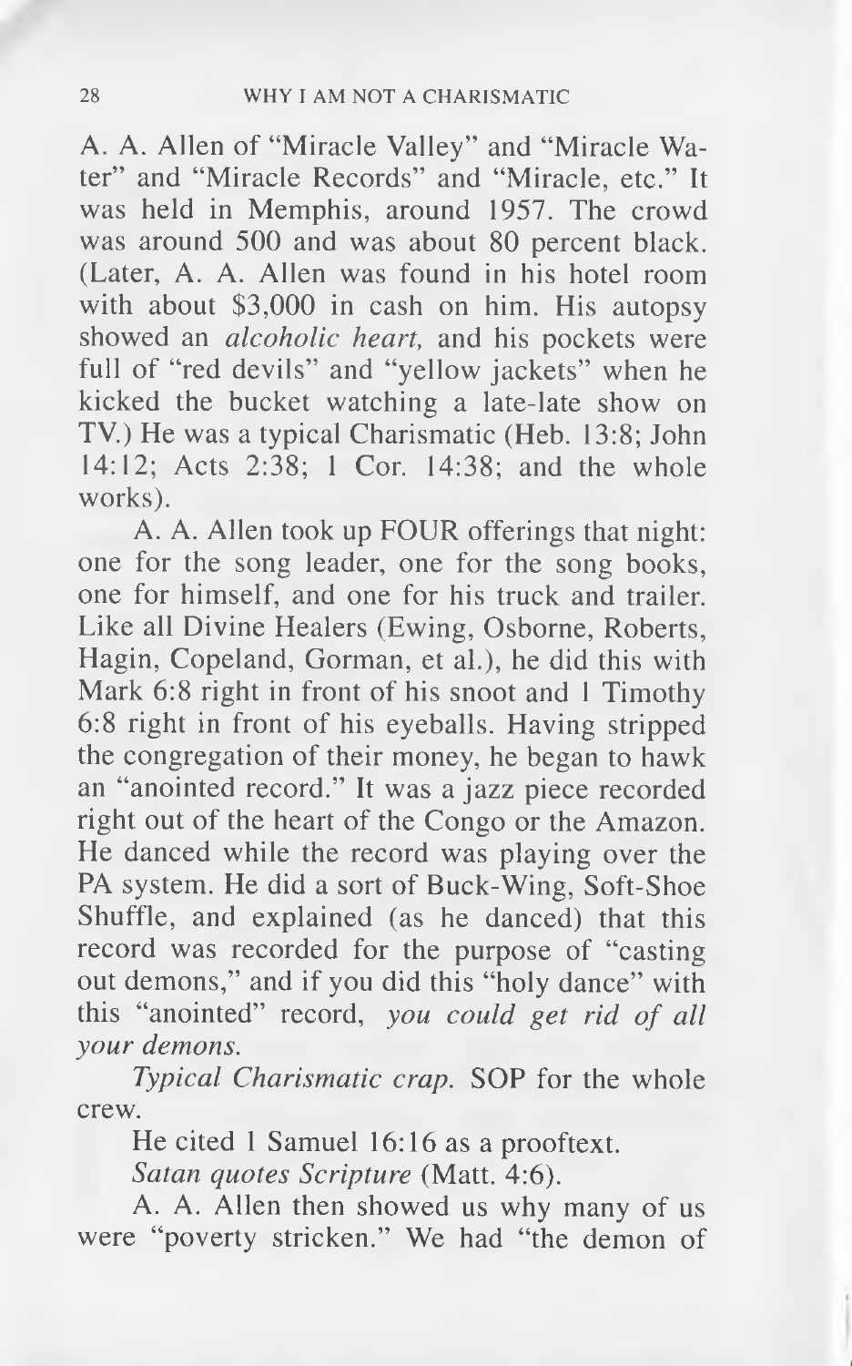A. A. Allen of "Miracle Valley" and "Miracle Water" and "Miracle Records" and "Miracle, etc." It was held in Memphis, around 1957. The crowd was around 500 and was about 80 percent black. (Later, A. A. Allen was found in his hotel room with about $3,000 in cash on him. His autopsy showed an *alcoholic heart,* and his pockets were full of "red devils" and "yellow jackets" when he kicked the bucket watching a late-late show on TV.) He was a typical Charismatic (Heb. 13:8; John 14:12; Acts 2:38; 1 Cor. 14:38; and the whole works).

A. A. Allen took up FOUR offerings that night: one for the song leader, one for the song books, one for himself, and one for his truck and trailer. Like all Divine Healers (Ewing, Osborne, Roberts, Hagin, Copeland, Gorman, et al.), he did this with Mark 6:8 right in front of his snoot and 1 Timothy 6:8 right in front of his eyeballs. Having stripped the congregation of their money, he began to hawk an "anointed record." It was a jazz piece recorded right out of the heart of the Congo or the Amazon. He danced while the record was playing over the PA system. He did a sort of Buck-Wing, Soft-Shoe Shuffle, and explained (as he danced) that this record was recorded for the purpose of "casting out demons," and if you did this "holy dance" with this "anointed" record, *you could get rid of all your demons.*

*Typical Charismatic crap.* SOP for the whole crew.

He cited 1 Samuel 16:16 as a prooftext.

*Satan quotes Scripture* (Matt. 4:6).

A. A. Allen then showed us why many of us were "poverty stricken." We had "the demon of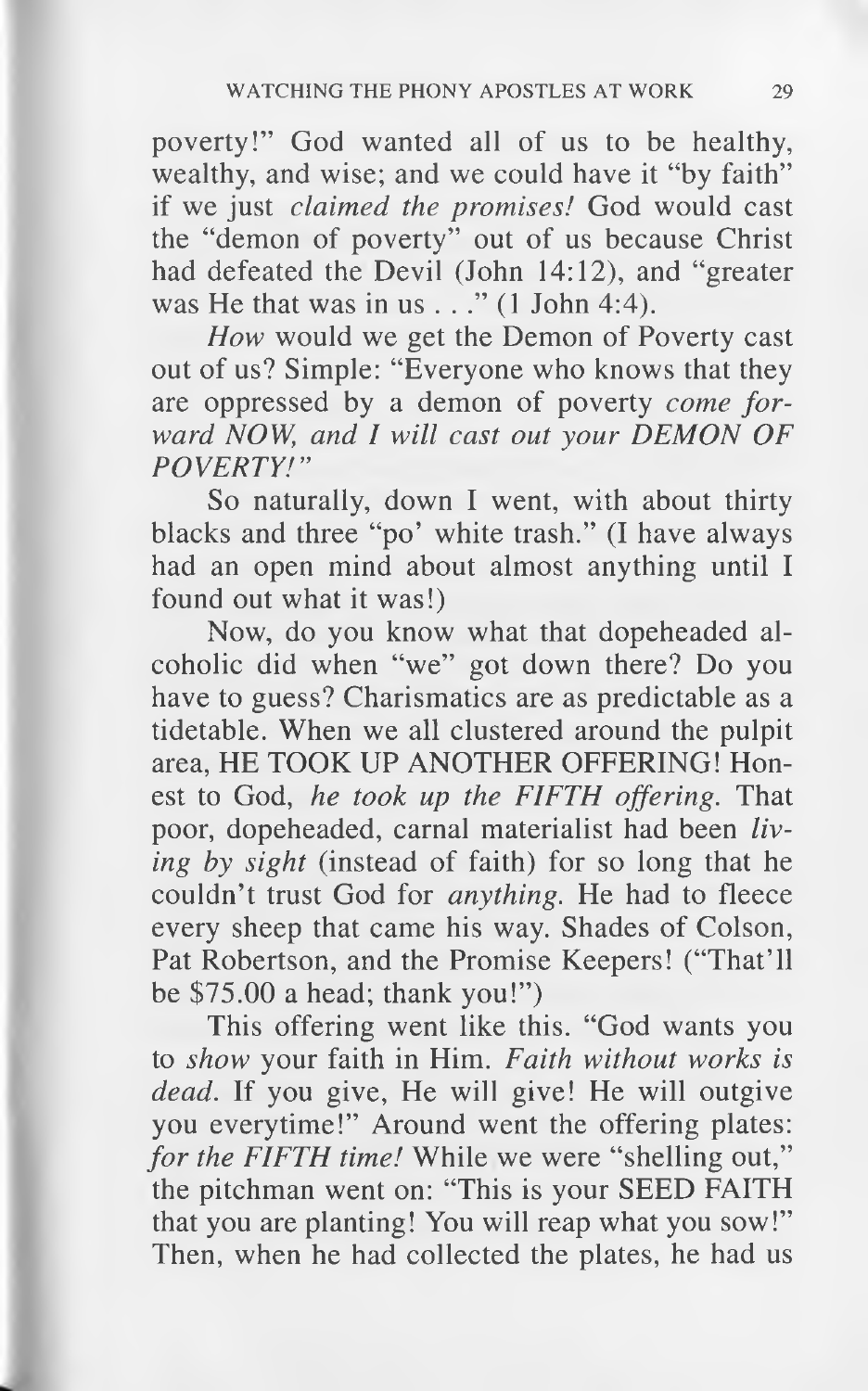poverty!" God wanted all of us to be healthy, wealthy, and wise; and we could have it "by faith" if we just *claimed the promises!* God would cast the "demon of poverty" out of us because Christ had defeated the Devil (John 14:12), and "greater was He that was in us . . ." (1 John 4:4).

*How* would we get the Demon of Poverty cast out of us? Simple: "Everyone who knows that they are oppressed by a demon of poverty *come forward NOW, and I will cast out your DEMON OF POVERTY!"*

So naturally, down I went, with about thirty blacks and three "po' white trash." (I have always had an open mind about almost anything until I found out what it was!)

Now, do you know what that dopeheaded alcoholic did when "we" got down there? Do you have to guess? Charismatics are as predictable as a tidetable. When we all clustered around the pulpit area, HE TOOK UP ANOTHER OFFERING! Honest to God, *he took up the FIFTH offering.* That poor, dopeheaded, carnal materialist had been *living by sight* (instead of faith) for so long that he couldn't trust God for *anything.* He had to fleece every sheep that came his way. Shades of Colson, Pat Robertson, and the Promise Keepers! ("That'll be $75.00 a head; thank you!")

This offering went like this. "God wants you to *show* your faith in Him. *Faith without works is dead.* If you give, He will give! He will outgive you everytime!" Around went the offering plates: *for the FIFTH time!* While we were "shelling out," the pitchman went on: "This is your SEED FAITH that you are planting! You will reap what you sow!" Then, when he had collected the plates, he had us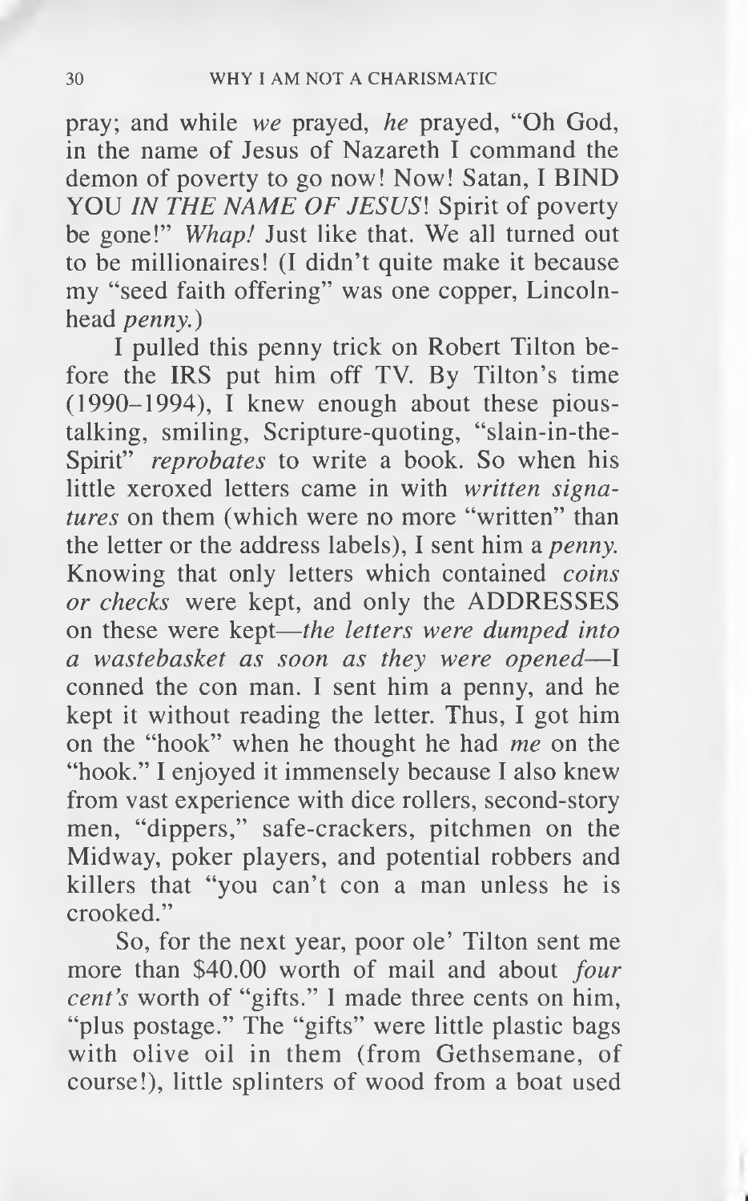pray; and while *we* prayed, *he* prayed, "Oh God, in the name of Jesus of Nazareth I command the demon of poverty to go now! Now! Satan, I BIND YOU *IN THE NAME OF JESUS*! Spirit of poverty be gone!" *Whap!* Just like that. We all turned out to be millionaires! (I didn't quite make it because my "seed faith offering" was one copper, Lincoln-head *penny.*)

I pulled this penny trick on Robert Tilton before the IRS put him off TV. By Tilton's time (1990–1994), I knew enough about these pious-talking, smiling, Scripture-quoting, "slain-in-the-Spirit" *reprobates* to write a book. So when his little xeroxed letters came in with *written signatures* on them (which were no more "written" than the letter or the address labels), I sent him a *penny.* Knowing that only letters which contained *coins or checks* were kept, and only the ADDRESSES on these were kept—*the letters were dumped into a wastebasket as soon as they were opened*—I conned the con man. I sent him a penny, and he kept it without reading the letter. Thus, I got him on the "hook" when he thought he had *me* on the "hook." I enjoyed it immensely because I also knew from vast experience with dice rollers, second-story men, "dippers," safe-crackers, pitchmen on the Midway, poker players, and potential robbers and killers that "you can't con a man unless he is crooked."

So, for the next year, poor ole' Tilton sent me more than $40.00 worth of mail and about *four cent's* worth of "gifts." I made three cents on him, "plus postage." The "gifts" were little plastic bags with olive oil in them (from Gethsemane, of course!), little splinters of wood from a boat used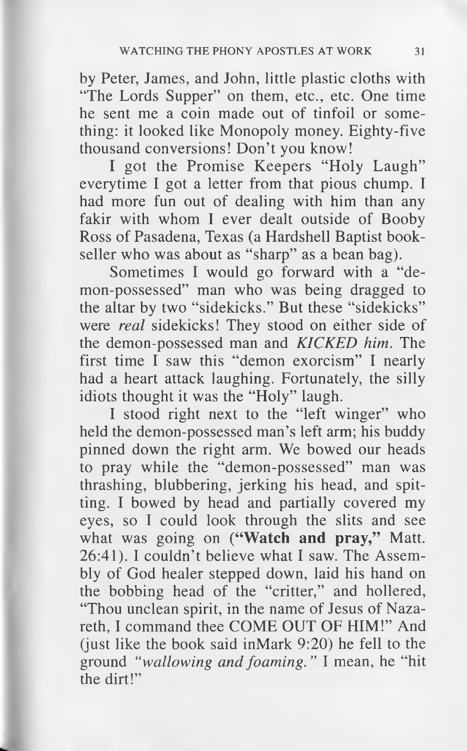by Peter, James, and John, little plastic cloths with "The Lords Supper" on them, etc., etc. One time he sent me a coin made out of tinfoil or something: it looked like Monopoly money. Eighty-five thousand conversions! Don't you know!

I got the Promise Keepers "Holy Laugh" everytime I got a letter from that pious chump. I had more fun out of dealing with him than any fakir with whom I ever dealt outside of Booby Ross of Pasadena, Texas (a Hardshell Baptist bookseller who was about as "sharp" as a bean bag).

Sometimes I would go forward with a "demon-possessed" man who was being dragged to the altar by two "sidekicks." But these "sidekicks" were *real* sidekicks! They stood on either side of the demon-possessed man and *KICKED him*. The first time I saw this "demon exorcism" I nearly had a heart attack laughing. Fortunately, the silly idiots thought it was the "Holy" laugh.

I stood right next to the "left winger" who held the demon-possessed man's left arm; his buddy pinned down the right arm. We bowed our heads to pray while the "demon-possessed" man was thrashing, blubbering, jerking his head, and spitting. I bowed by head and partially covered my eyes, so I could look through the slits and see what was going on (**"Watch and pray,"** Matt. 26:41). I couldn't believe what I saw. The Assembly of God healer stepped down, laid his hand on the bobbing head of the "critter," and hollered, "Thou unclean spirit, in the name of Jesus of Nazareth, I command thee COME OUT OF HIM!" And (just like the book said inMark 9:20) he fell to the ground *"wallowing and foaming."* I mean, he "hit the dirt!"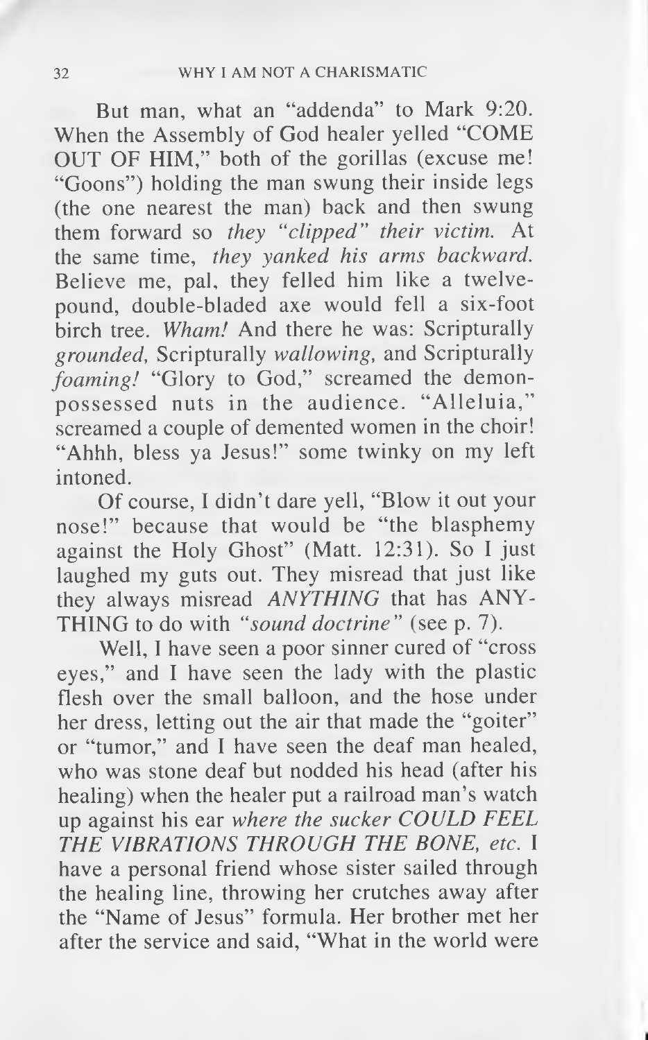But man, what an "addenda" to Mark 9:20. When the Assembly of God healer yelled "COME OUT OF HIM," both of the gorillas (excuse me! "Goons") holding the man swung their inside legs (the one nearest the man) back and then swung them forward so *they "clipped" their victim.* At the same time, *they yanked his arms backward.* Believe me, pal, they felled him like a twelve-pound, double-bladed axe would fell a six-foot birch tree. *Wham!* And there he was: Scripturally *grounded,* Scripturally *wallowing,* and Scripturally *foaming!* "Glory to God," screamed the demon-possessed nuts in the audience. "Alleluia," screamed a couple of demented women in the choir! "Ahhh, bless ya Jesus!" some twinky on my left intoned.

Of course, I didn't dare yell, "Blow it out your nose!" because that would be "the blasphemy against the Holy Ghost" (Matt. 12:31). So I just laughed my guts out. They misread that just like they always misread *ANYTHING* that has ANYTHING to do with *"sound doctrine"* (see p. 7).

Well, I have seen a poor sinner cured of "cross eyes," and I have seen the lady with the plastic flesh over the small balloon, and the hose under her dress, letting out the air that made the "goiter" or "tumor," and I have seen the deaf man healed, who was stone deaf but nodded his head (after his healing) when the healer put a railroad man's watch up against his ear *where the sucker COULD FEEL THE VIBRATIONS THROUGH THE BONE, etc.* I have a personal friend whose sister sailed through the healing line, throwing her crutches away after the "Name of Jesus" formula. Her brother met her after the service and said, "What in the world were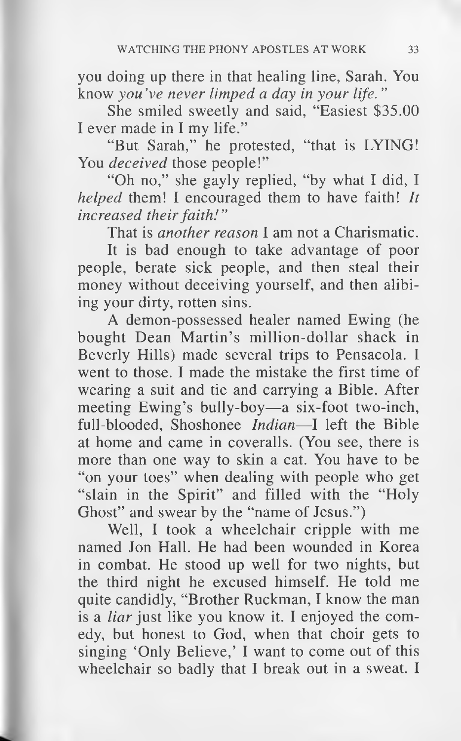you doing up there in that healing line, Sarah. You know *you've never limped a day in your life."*

She smiled sweetly and said, "Easiest $35.00 I ever made in I my life."

"But Sarah," he protested, "that is LYING! You *deceived* those people!"

"Oh no," she gayly replied, "by what I did, I *helped* them! I encouraged them to have faith! *It increased their faith!"*

That is *another reason* I am not a Charismatic.

It is bad enough to take advantage of poor people, berate sick people, and then steal their money without deceiving yourself, and then alibiing your dirty, rotten sins.

A demon-possessed healer named Ewing (he bought Dean Martin's million-dollar shack in Beverly Hills) made several trips to Pensacola. I went to those. I made the mistake the first time of wearing a suit and tie and carrying a Bible. After meeting Ewing's bully-boy—a six-foot two-inch, full-blooded, Shoshonee *Indian*—I left the Bible at home and came in coveralls. (You see, there is more than one way to skin a cat. You have to be "on your toes" when dealing with people who get "slain in the Spirit" and filled with the "Holy Ghost" and swear by the "name of Jesus.")

Well, I took a wheelchair cripple with me named Jon Hall. He had been wounded in Korea in combat. He stood up well for two nights, but the third night he excused himself. He told me quite candidly, "Brother Ruckman, I know the man is a *liar* just like you know it. I enjoyed the comedy, but honest to God, when that choir gets to singing 'Only Believe,' I want to come out of this wheelchair so badly that I break out in a sweat. I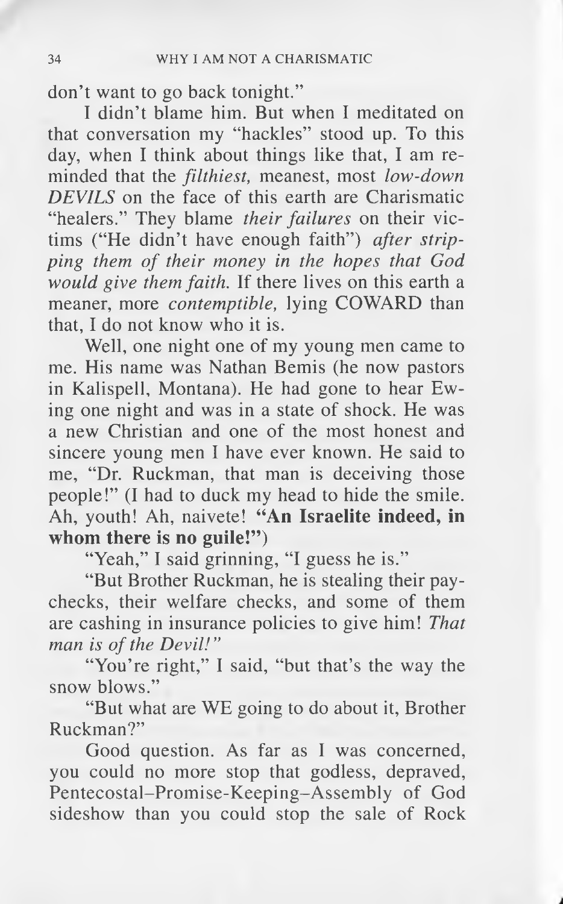don't want to go back tonight."

I didn't blame him. But when I meditated on that conversation my "hackles" stood up. To this day, when I think about things like that, I am reminded that the *filthiest,* meanest, most *low-down DEVILS* on the face of this earth are Charismatic "healers." They blame *their failures* on their victims ("He didn't have enough faith") *after stripping them of their money in the hopes that God would give them faith.* If there lives on this earth a meaner, more *contemptible,* lying COWARD than that, I do not know who it is.

Well, one night one of my young men came to me. His name was Nathan Bemis (he now pastors in Kalispell, Montana). He had gone to hear Ewing one night and was in a state of shock. He was a new Christian and one of the most honest and sincere young men I have ever known. He said to me, "Dr. Ruckman, that man is deceiving those people!" (I had to duck my head to hide the smile. Ah, youth! Ah, naivete! **"An Israelite indeed, in whom there is no guile!"**)

"Yeah," I said grinning, "I guess he is."

"But Brother Ruckman, he is stealing their paychecks, their welfare checks, and some of them are cashing in insurance policies to give him! *That man is of the Devil!"*

"You're right," I said, "but that's the way the snow blows."

"But what are WE going to do about it, Brother Ruckman?"

Good question. As far as I was concerned, you could no more stop that godless, depraved, Pentecostal–Promise-Keeping–Assembly of God sideshow than you could stop the sale of Rock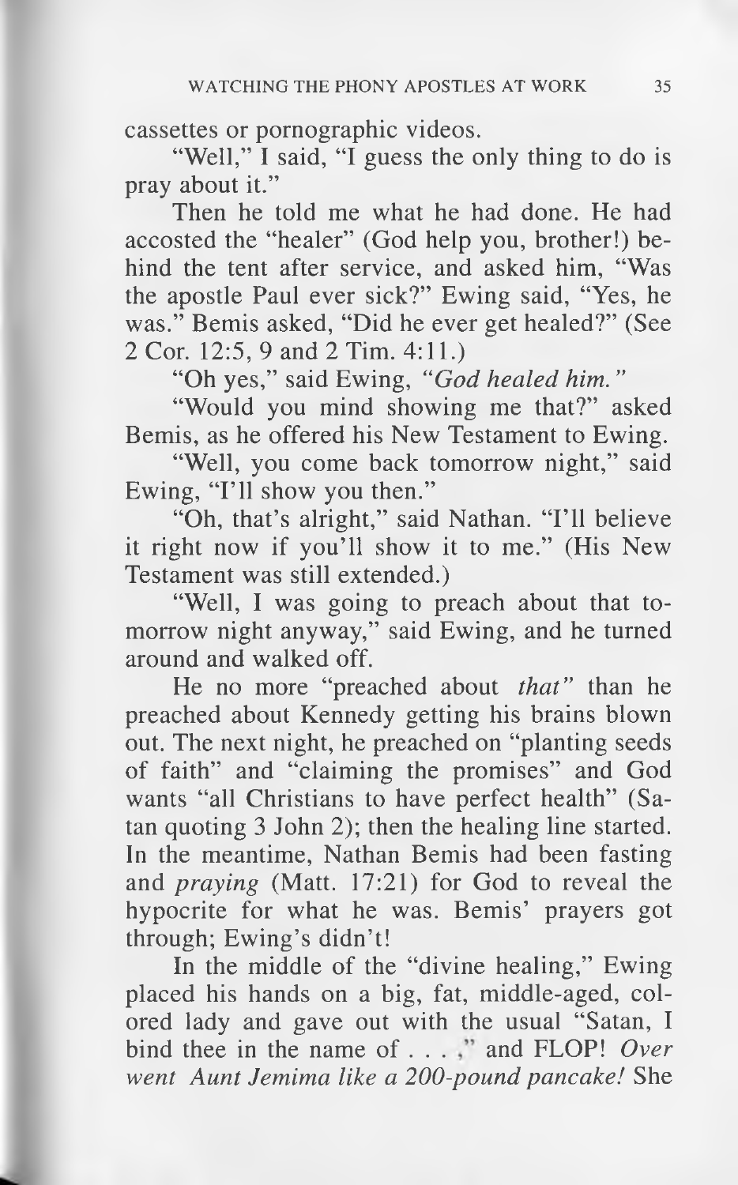cassettes or pornographic videos.

"Well," I said, "I guess the only thing to do is pray about it."

Then he told me what he had done. He had accosted the "healer" (God help you, brother!) behind the tent after service, and asked him, "Was the apostle Paul ever sick?" Ewing said, "Yes, he was." Bemis asked, "Did he ever get healed?" (See 2 Cor. 12:5, 9 and 2 Tim. 4:11.)

"Oh yes," said Ewing, *"God healed him."*

"Would you mind showing me that?" asked Bemis, as he offered his New Testament to Ewing.

"Well, you come back tomorrow night," said Ewing, "I'll show you then."

"Oh, that's alright," said Nathan. "I'll believe it right now if you'll show it to me." (His New Testament was still extended.)

"Well, I was going to preach about that tomorrow night anyway," said Ewing, and he turned around and walked off.

He no more "preached about *that*" than he preached about Kennedy getting his brains blown out. The next night, he preached on "planting seeds of faith" and "claiming the promises" and God wants "all Christians to have perfect health" (Satan quoting 3 John 2); then the healing line started. In the meantime, Nathan Bemis had been fasting and *praying* (Matt. 17:21) for God to reveal the hypocrite for what he was. Bemis' prayers got through; Ewing's didn't!

In the middle of the "divine healing," Ewing placed his hands on a big, fat, middle-aged, colored lady and gave out with the usual "Satan, I bind thee in the name of . . . ," and FLOP! *Over went Aunt Jemima like a 200-pound pancake!* She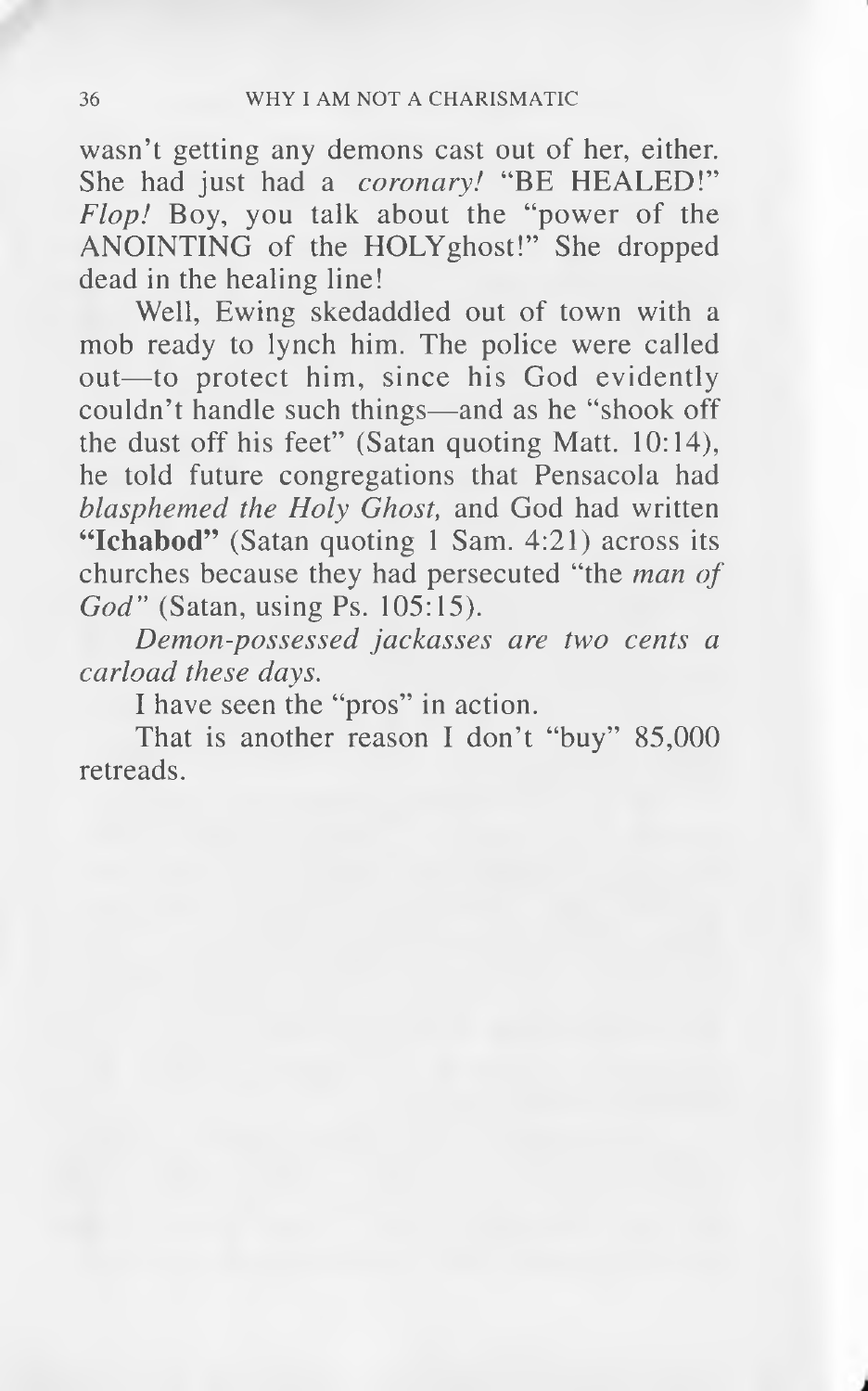wasn't getting any demons cast out of her, either. She had just had a *coronary!* "BE HEALED!" *Flop!* Boy, you talk about the "power of the ANOINTING of the HOLYghost!" She dropped dead in the healing line!

Well, Ewing skedaddled out of town with a mob ready to lynch him. The police were called out—to protect him, since his God evidently couldn't handle such things—and as he "shook off the dust off his feet" (Satan quoting Matt. 10:14), he told future congregations that Pensacola had *blasphemed the Holy Ghost,* and God had written **"Ichabod"** (Satan quoting 1 Sam. 4:21) across its churches because they had persecuted "the *man of God*" (Satan, using Ps. 105:15).

*Demon-possessed jackasses are two cents a carload these days.*

I have seen the "pros" in action.

That is another reason I don't "buy" 85,000 retreads.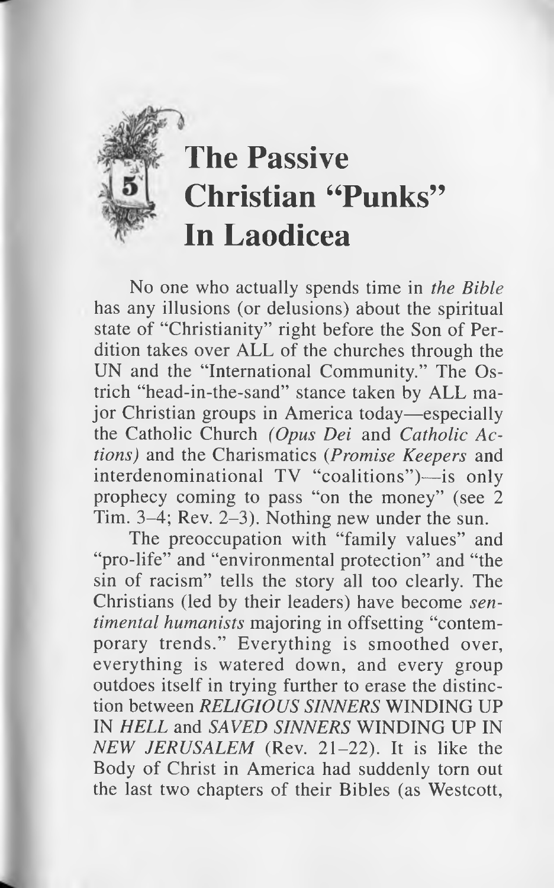# 5 The Passive Christian "Punks" In Laodicea

No one who actually spends time in *the Bible* has any illusions (or delusions) about the spiritual state of "Christianity" right before the Son of Perdition takes over ALL of the churches through the UN and the "International Community." The Ostrich "head-in-the-sand" stance taken by ALL major Christian groups in America today—especially the Catholic Church *(Opus Dei* and *Catholic Actions)* and the Charismatics (*Promise Keepers* and interdenominational TV "coalitions")—is only prophecy coming to pass "on the money" (see 2 Tim. 3–4; Rev. 2–3). Nothing new under the sun.

The preoccupation with "family values" and "pro-life" and "environmental protection" and "the sin of racism" tells the story all too clearly. The Christians (led by their leaders) have become *sentimental humanists* majoring in offsetting "contemporary trends." Everything is smoothed over, everything is watered down, and every group outdoes itself in trying further to erase the distinction between *RELIGIOUS SINNERS* WINDING UP IN *HELL* and *SAVED SINNERS* WINDING UP IN *NEW JERUSALEM* (Rev. 21–22). It is like the Body of Christ in America had suddenly torn out the last two chapters of their Bibles (as Westcott,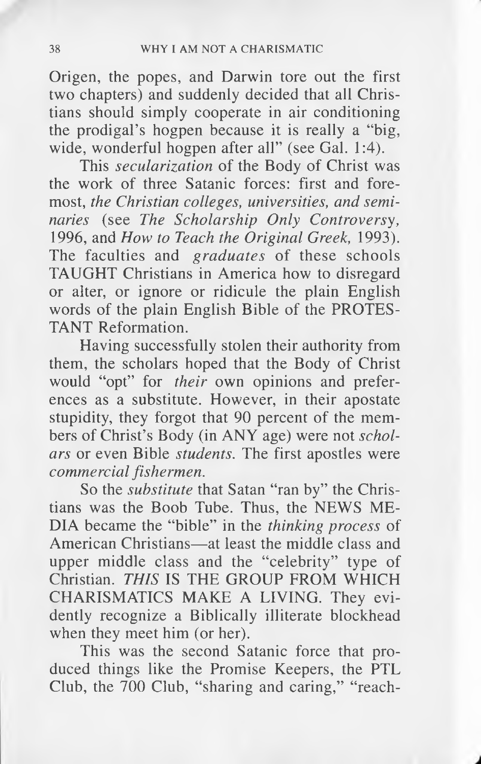Origen, the popes, and Darwin tore out the first two chapters) and suddenly decided that all Christians should simply cooperate in air conditioning the prodigal's hogpen because it is really a "big, wide, wonderful hogpen after all" (see Gal. 1:4).

This *secularization* of the Body of Christ was the work of three Satanic forces: first and foremost, *the Christian colleges, universities, and seminaries* (see *The Scholarship Only Controversy,* 1996, and *How to Teach the Original Greek,* 1993). The faculties and *graduates* of these schools TAUGHT Christians in America how to disregard or alter, or ignore or ridicule the plain English words of the plain English Bible of the PROTESTANT Reformation.

Having successfully stolen their authority from them, the scholars hoped that the Body of Christ would "opt" for *their* own opinions and preferences as a substitute. However, in their apostate stupidity, they forgot that 90 percent of the members of Christ's Body (in ANY age) were not *scholars* or even Bible *students.* The first apostles were *commercial fishermen.*

So the *substitute* that Satan "ran by" the Christians was the Boob Tube. Thus, the NEWS MEDIA became the "bible" in the *thinking process* of American Christians—at least the middle class and upper middle class and the "celebrity" type of Christian. *THIS* IS THE GROUP FROM WHICH CHARISMATICS MAKE A LIVING. They evidently recognize a Biblically illiterate blockhead when they meet him (or her).

This was the second Satanic force that produced things like the Promise Keepers, the PTL Club, the 700 Club, "sharing and caring," "reach-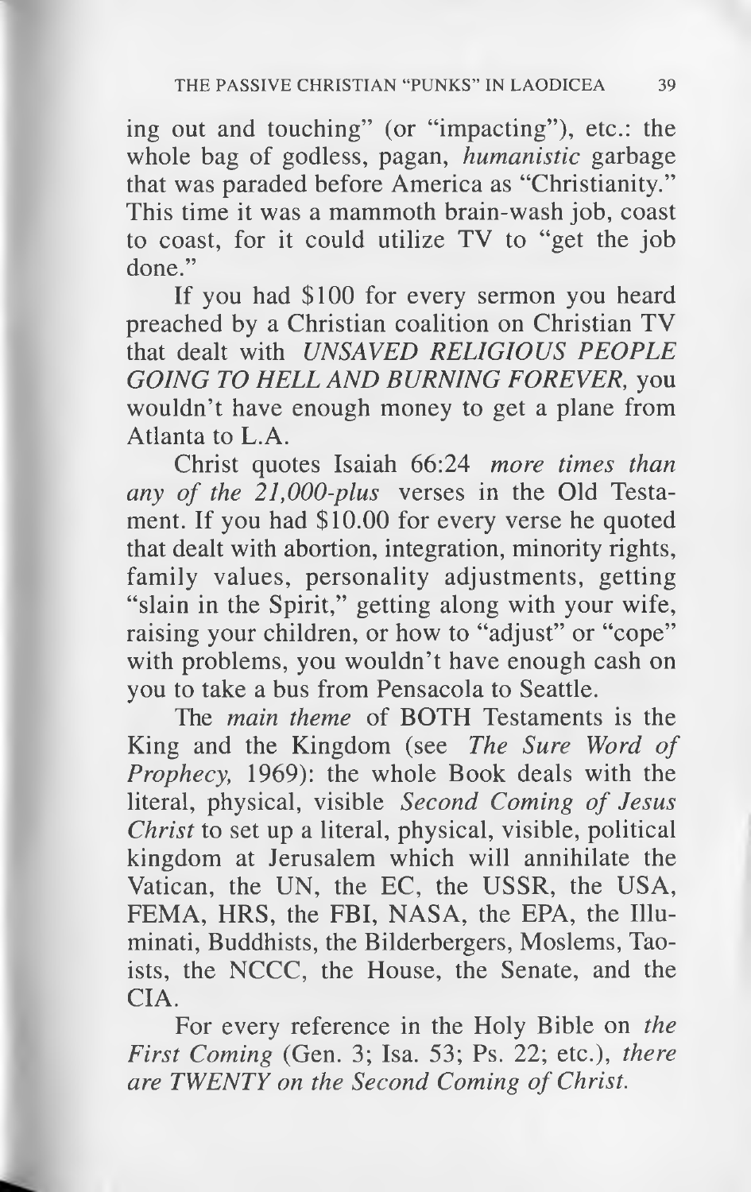ing out and touching" (or "impacting"), etc.: the whole bag of godless, pagan, *humanistic* garbage that was paraded before America as "Christianity." This time it was a mammoth brain-wash job, coast to coast, for it could utilize TV to "get the job done."

If you had $100 for every sermon you heard preached by a Christian coalition on Christian TV that dealt with *UNSAVED RELIGIOUS PEOPLE GOING TO HELL AND BURNING FOREVER*, you wouldn't have enough money to get a plane from Atlanta to L.A.

Christ quotes Isaiah 66:24 *more times than any of the 21,000-plus* verses in the Old Testament. If you had $10.00 for every verse he quoted that dealt with abortion, integration, minority rights, family values, personality adjustments, getting "slain in the Spirit," getting along with your wife, raising your children, or how to "adjust" or "cope" with problems, you wouldn't have enough cash on you to take a bus from Pensacola to Seattle.

The *main theme* of BOTH Testaments is the King and the Kingdom (see *The Sure Word of Prophecy*, 1969): the whole Book deals with the literal, physical, visible *Second Coming of Jesus Christ* to set up a literal, physical, visible, political kingdom at Jerusalem which will annihilate the Vatican, the UN, the EC, the USSR, the USA, FEMA, HRS, the FBI, NASA, the EPA, the Illuminati, Buddhists, the Bilderbergers, Moslems, Taoists, the NCCC, the House, the Senate, and the CIA.

For every reference in the Holy Bible on *the First Coming* (Gen. 3; Isa. 53; Ps. 22; etc.), *there are TWENTY on the Second Coming of Christ.*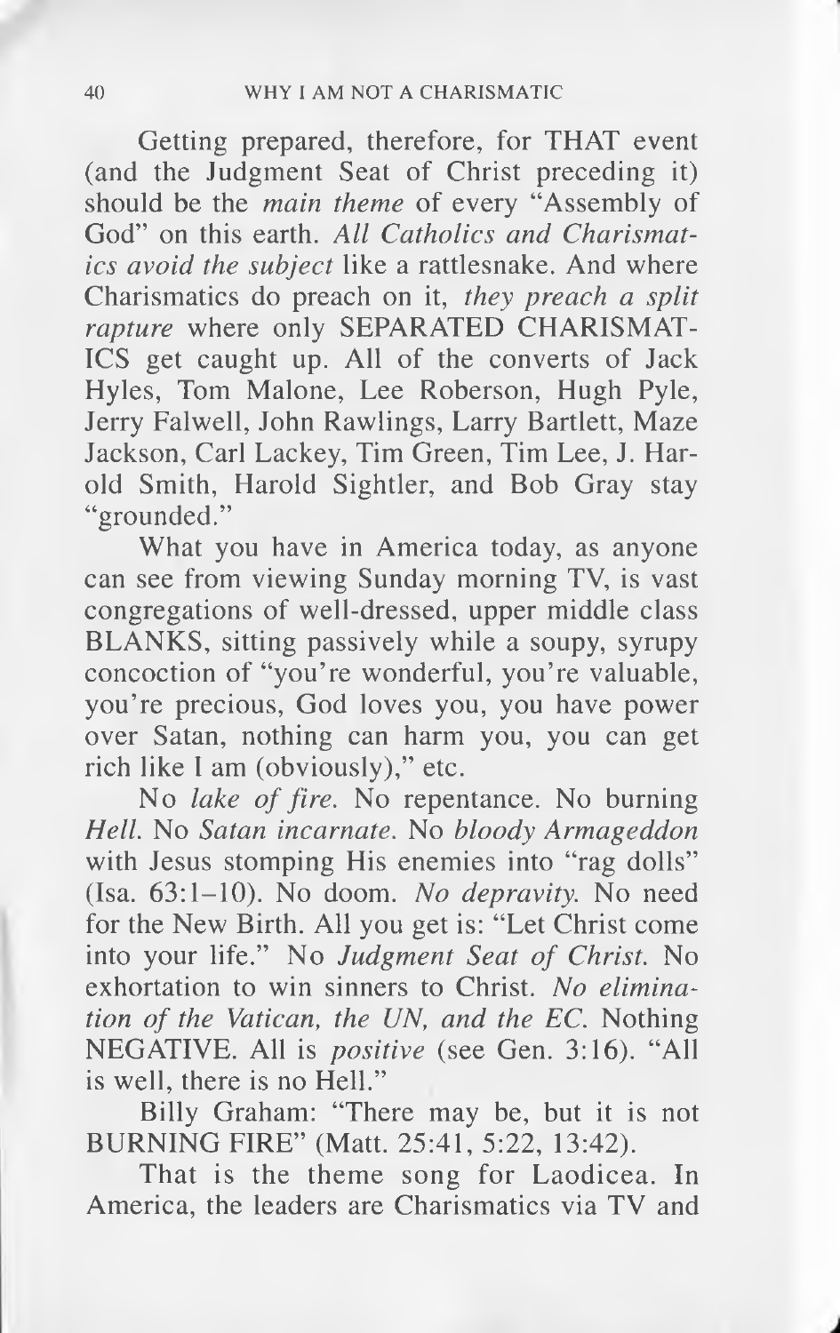Getting prepared, therefore, for THAT event (and the Judgment Seat of Christ preceding it) should be the *main theme* of every "Assembly of God" on this earth. *All Catholics and Charismatics avoid the subject* like a rattlesnake. And where Charismatics do preach on it, *they preach a split rapture* where only SEPARATED CHARISMATICS get caught up. All of the converts of Jack Hyles, Tom Malone, Lee Roberson, Hugh Pyle, Jerry Falwell, John Rawlings, Larry Bartlett, Maze Jackson, Carl Lackey, Tim Green, Tim Lee, J. Harold Smith, Harold Sightler, and Bob Gray stay "grounded."

What you have in America today, as anyone can see from viewing Sunday morning TV, is vast congregations of well-dressed, upper middle class BLANKS, sitting passively while a soupy, syrupy concoction of "you're wonderful, you're valuable, you're precious, God loves you, you have power over Satan, nothing can harm you, you can get rich like I am (obviously)," etc.

No *lake of fire*. No repentance. No burning *Hell*. No *Satan incarnate*. No *bloody Armageddon* with Jesus stomping His enemies into "rag dolls" (Isa. 63:1–10). No doom. *No depravity*. No need for the New Birth. All you get is: "Let Christ come into your life." No *Judgment Seat of Christ*. No exhortation to win sinners to Christ. *No elimination of the Vatican, the UN, and the EC*. Nothing NEGATIVE. All is *positive* (see Gen. 3:16). "All is well, there is no Hell."

Billy Graham: "There may be, but it is not BURNING FIRE" (Matt. 25:41, 5:22, 13:42).

That is the theme song for Laodicea. In America, the leaders are Charismatics via TV and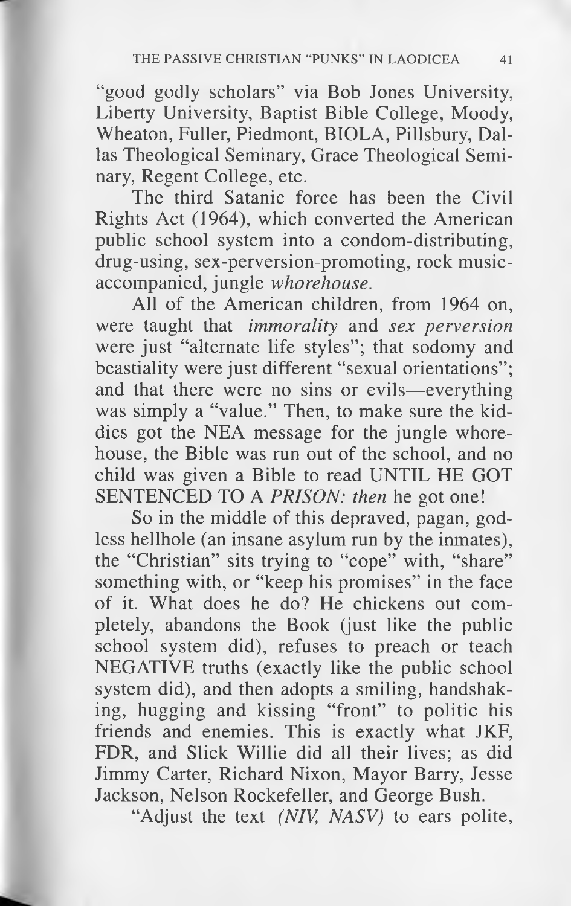"good godly scholars" via Bob Jones University, Liberty University, Baptist Bible College, Moody, Wheaton, Fuller, Piedmont, BIOLA, Pillsbury, Dallas Theological Seminary, Grace Theological Seminary, Regent College, etc.

The third Satanic force has been the Civil Rights Act (1964), which converted the American public school system into a condom-distributing, drug-using, sex-perversion-promoting, rock music-accompanied, jungle *whorehouse.*

All of the American children, from 1964 on, were taught that *immorality* and *sex perversion* were just "alternate life styles"; that sodomy and beastiality were just different "sexual orientations"; and that there were no sins or evils—everything was simply a "value." Then, to make sure the kiddies got the NEA message for the jungle whorehouse, the Bible was run out of the school, and no child was given a Bible to read UNTIL HE GOT SENTENCED TO A *PRISON: then* he got one!

So in the middle of this depraved, pagan, godless hellhole (an insane asylum run by the inmates), the "Christian" sits trying to "cope" with, "share" something with, or "keep his promises" in the face of it. What does he do? He chickens out completely, abandons the Book (just like the public school system did), refuses to preach or teach NEGATIVE truths (exactly like the public school system did), and then adopts a smiling, handshaking, hugging and kissing "front" to politic his friends and enemies. This is exactly what JKF, FDR, and Slick Willie did all their lives; as did Jimmy Carter, Richard Nixon, Mayor Barry, Jesse Jackson, Nelson Rockefeller, and George Bush.

"Adjust the text *(NIV, NASV)* to ears polite,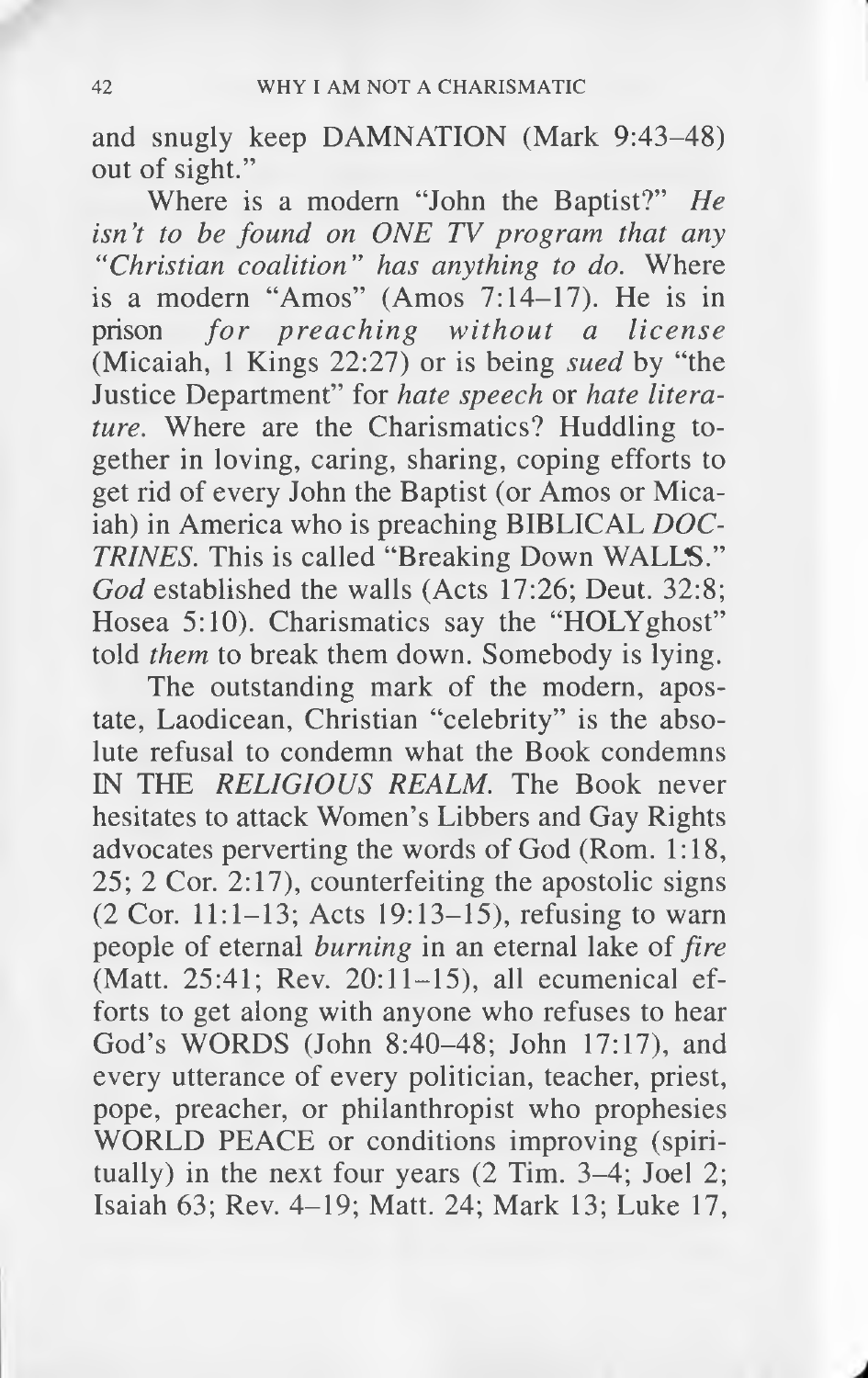and snugly keep DAMNATION (Mark 9:43–48) out of sight."

Where is a modern "John the Baptist?" *He isn't to be found on ONE TV program that any "Christian coalition" has anything to do.* Where is a modern "Amos" (Amos 7:14–17). He is in prison *for preaching without a license* (Micaiah, 1 Kings 22:27) or is being *sued* by "the Justice Department" for *hate speech* or *hate literature.* Where are the Charismatics? Huddling together in loving, caring, sharing, coping efforts to get rid of every John the Baptist (or Amos or Micaiah) in America who is preaching BIBLICAL *DOCTRINES.* This is called "Breaking Down WALLS." *God* established the walls (Acts 17:26; Deut. 32:8; Hosea 5:10). Charismatics say the "HOLYghost" told *them* to break them down. Somebody is lying.

The outstanding mark of the modern, apostate, Laodicean, Christian "celebrity" is the absolute refusal to condemn what the Book condemns IN THE *RELIGIOUS REALM.* The Book never hesitates to attack Women's Libbers and Gay Rights advocates perverting the words of God (Rom. 1:18, 25; 2 Cor. 2:17), counterfeiting the apostolic signs (2 Cor. 11:1–13; Acts 19:13–15), refusing to warn people of eternal *burning* in an eternal lake of *fire* (Matt. 25:41; Rev. 20:11–15), all ecumenical efforts to get along with anyone who refuses to hear God's WORDS (John 8:40–48; John 17:17), and every utterance of every politician, teacher, priest, pope, preacher, or philanthropist who prophesies WORLD PEACE or conditions improving (spiritually) in the next four years (2 Tim. 3–4; Joel 2; Isaiah 63; Rev. 4–19; Matt. 24; Mark 13; Luke 17,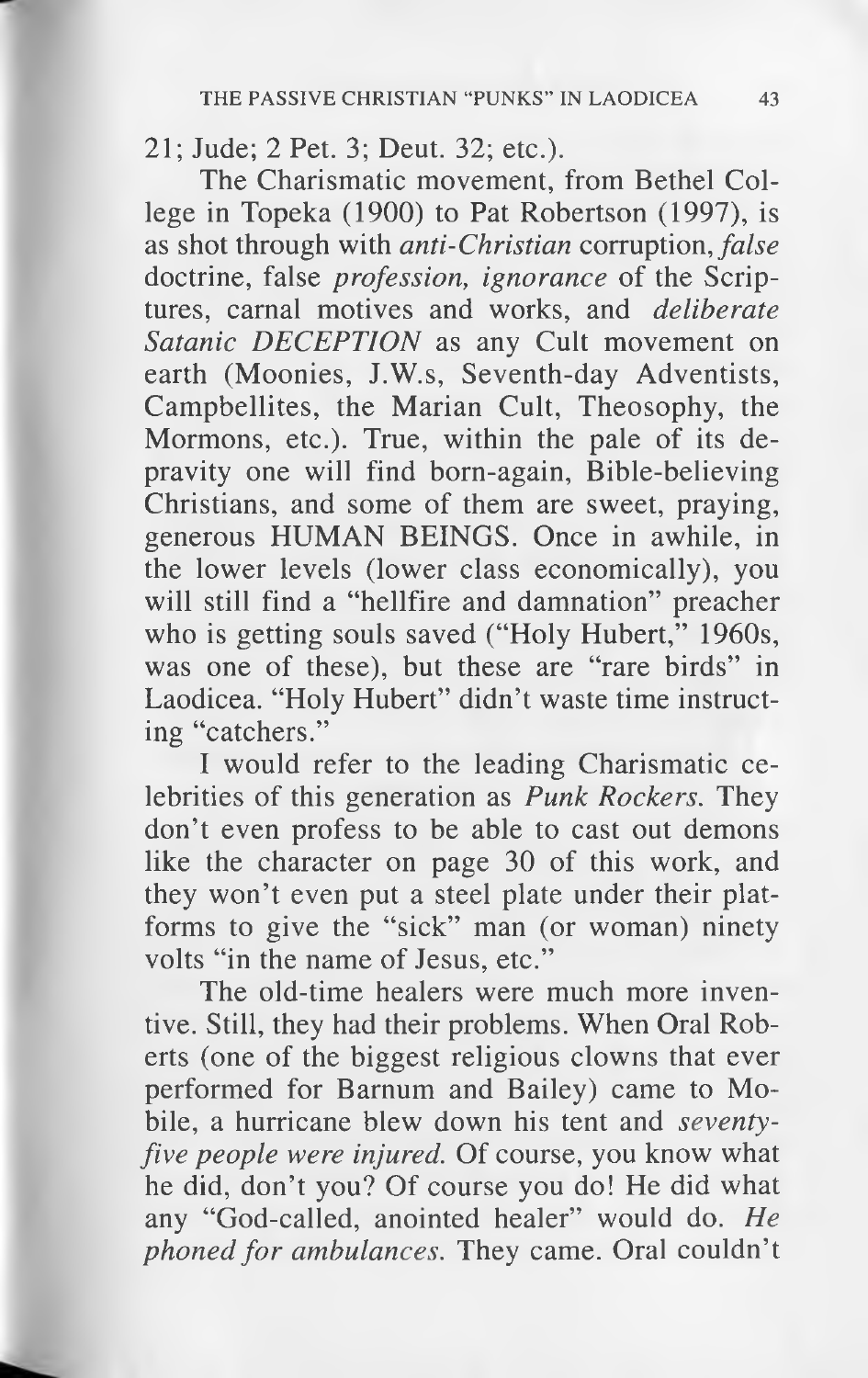21; Jude; 2 Pet. 3; Deut. 32; etc.).

The Charismatic movement, from Bethel College in Topeka (1900) to Pat Robertson (1997), is as shot through with *anti-Christian* corruption, *false* doctrine, false *profession, ignorance* of the Scriptures, carnal motives and works, and *deliberate Satanic DECEPTION* as any Cult movement on earth (Moonies, J.W.s, Seventh-day Adventists, Campbellites, the Marian Cult, Theosophy, the Mormons, etc.). True, within the pale of its depravity one will find born-again, Bible-believing Christians, and some of them are sweet, praying, generous HUMAN BEINGS. Once in awhile, in the lower levels (lower class economically), you will still find a "hellfire and damnation" preacher who is getting souls saved ("Holy Hubert," 1960s, was one of these), but these are "rare birds" in Laodicea. "Holy Hubert" didn't waste time instructing "catchers."

I would refer to the leading Charismatic celebrities of this generation as *Punk Rockers.* They don't even profess to be able to cast out demons like the character on page 30 of this work, and they won't even put a steel plate under their platforms to give the "sick" man (or woman) ninety volts "in the name of Jesus, etc."

The old-time healers were much more inventive. Still, they had their problems. When Oral Roberts (one of the biggest religious clowns that ever performed for Barnum and Bailey) came to Mobile, a hurricane blew down his tent and *seventy-five people were injured.* Of course, you know what he did, don't you? Of course you do! He did what any "God-called, anointed healer" would do. *He phoned for ambulances.* They came. Oral couldn't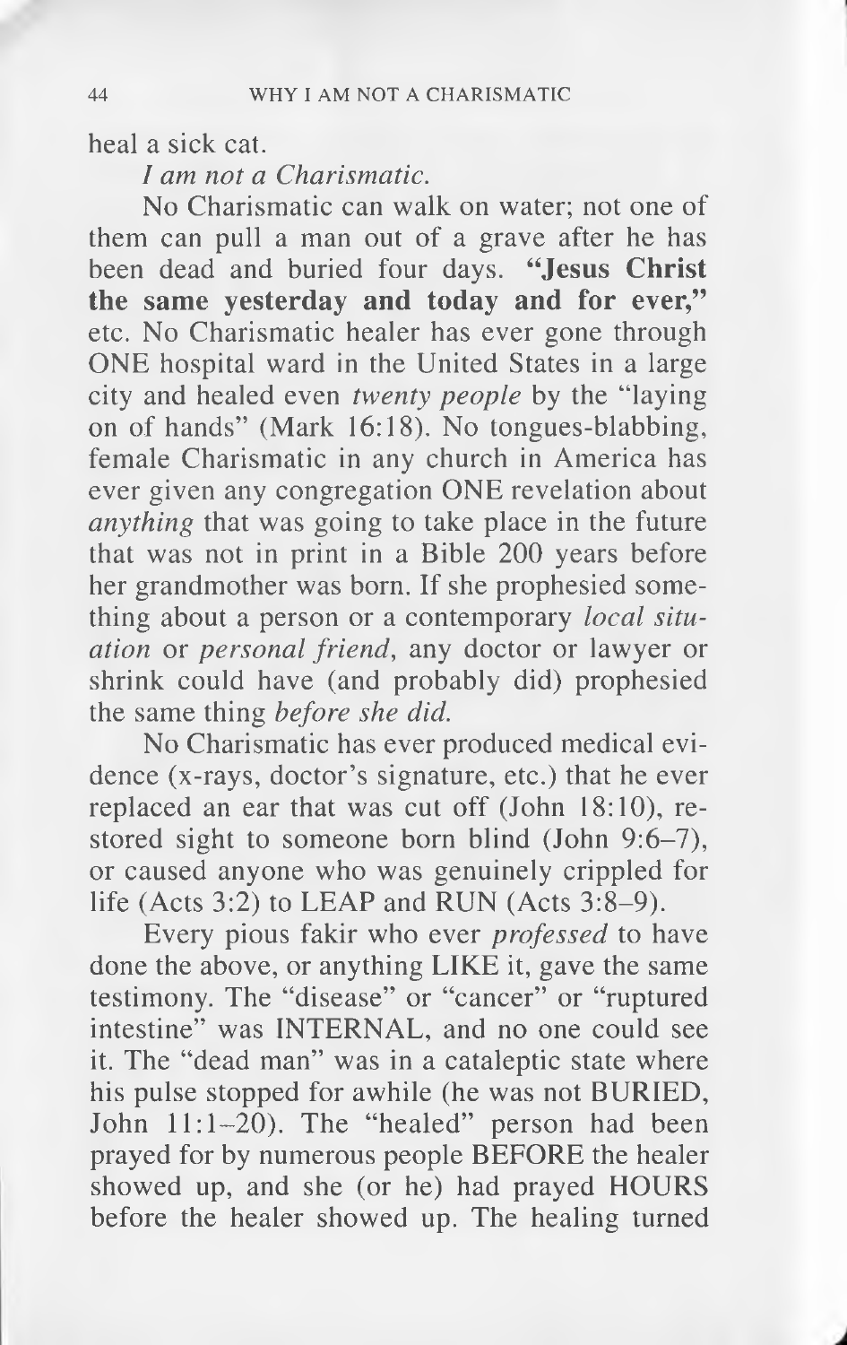heal a sick cat.

*I am not a Charismatic.*

No Charismatic can walk on water; not one of them can pull a man out of a grave after he has been dead and buried four days. **"Jesus Christ the same yesterday and today and for ever,"** etc. No Charismatic healer has ever gone through ONE hospital ward in the United States in a large city and healed even *twenty people* by the "laying on of hands" (Mark 16:18). No tongues-blabbing, female Charismatic in any church in America has ever given any congregation ONE revelation about *anything* that was going to take place in the future that was not in print in a Bible 200 years before her grandmother was born. If she prophesied something about a person or a contemporary *local situation* or *personal friend*, any doctor or lawyer or shrink could have (and probably did) prophesied the same thing *before she did.*

No Charismatic has ever produced medical evidence (x-rays, doctor's signature, etc.) that he ever replaced an ear that was cut off (John 18:10), restored sight to someone born blind (John 9:6–7), or caused anyone who was genuinely crippled for life (Acts 3:2) to LEAP and RUN (Acts 3:8–9).

Every pious fakir who ever *professed* to have done the above, or anything LIKE it, gave the same testimony. The "disease" or "cancer" or "ruptured intestine" was INTERNAL, and no one could see it. The "dead man" was in a cataleptic state where his pulse stopped for awhile (he was not BURIED, John 11:1–20). The "healed" person had been prayed for by numerous people BEFORE the healer showed up, and she (or he) had prayed HOURS before the healer showed up. The healing turned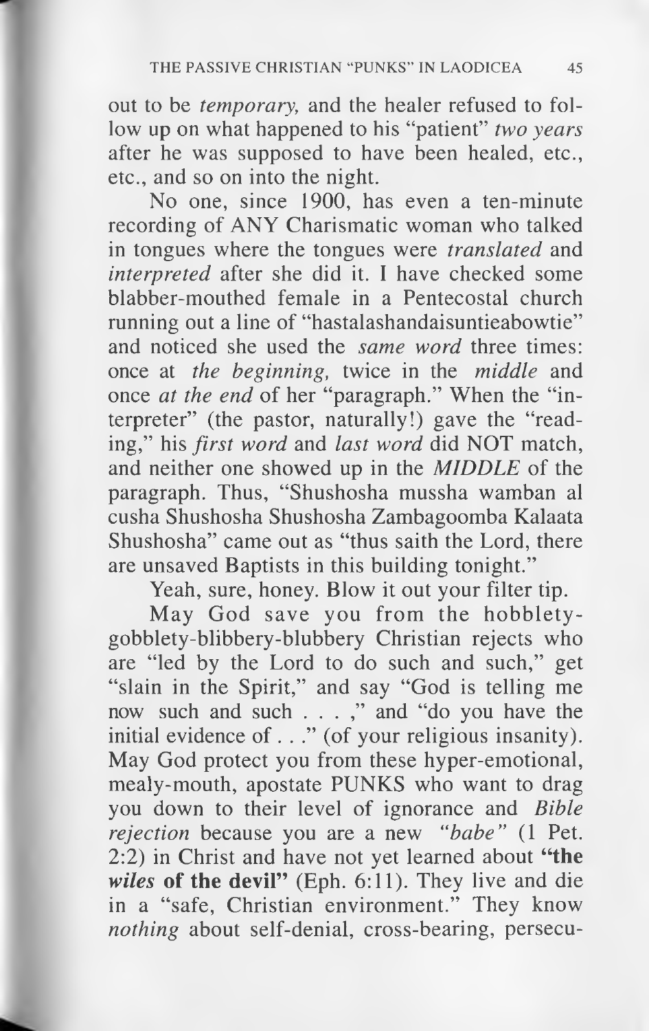out to be *temporary,* and the healer refused to follow up on what happened to his "patient" *two years* after he was supposed to have been healed, etc., etc., and so on into the night.

No one, since 1900, has even a ten-minute recording of ANY Charismatic woman who talked in tongues where the tongues were *translated* and *interpreted* after she did it. I have checked some blabber-mouthed female in a Pentecostal church running out a line of "hastalashandaisuntieabowtie" and noticed she used the *same word* three times: once at *the beginning,* twice in the *middle* and once *at the end* of her "paragraph." When the "interpreter" (the pastor, naturally!) gave the "reading," his *first word* and *last word* did NOT match, and neither one showed up in the *MIDDLE* of the paragraph. Thus, "Shushosha mussha wamban al cusha Shushosha Shushosha Zambagoomba Kalaata Shushosha" came out as "thus saith the Lord, there are unsaved Baptists in this building tonight."

Yeah, sure, honey. Blow it out your filter tip.

May God save you from the hobblety-gobblety-blibbery-blubbery Christian rejects who are "led by the Lord to do such and such," get "slain in the Spirit," and say "God is telling me now such and such . . . ," and "do you have the initial evidence of . . ." (of your religious insanity). May God protect you from these hyper-emotional, mealy-mouth, apostate PUNKS who want to drag you down to their level of ignorance and *Bible rejection* because you are a new *"babe"* (1 Pet. 2:2) in Christ and have not yet learned about **"the *wiles* of the devil"** (Eph. 6:11). They live and die in a "safe, Christian environment." They know *nothing* about self-denial, cross-bearing, persecu-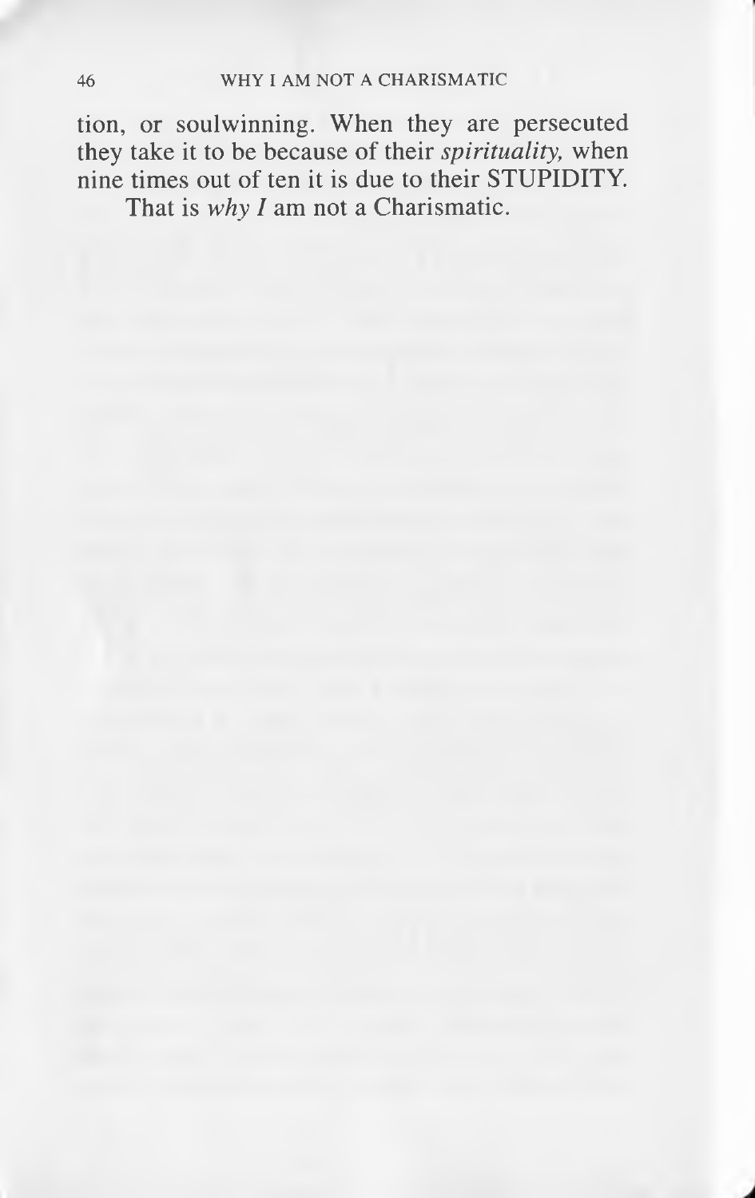tion, or soulwinning. When they are persecuted they take it to be because of their *spirituality,* when nine times out of ten it is due to their STUPIDITY.

That is *why I* am not a Charismatic.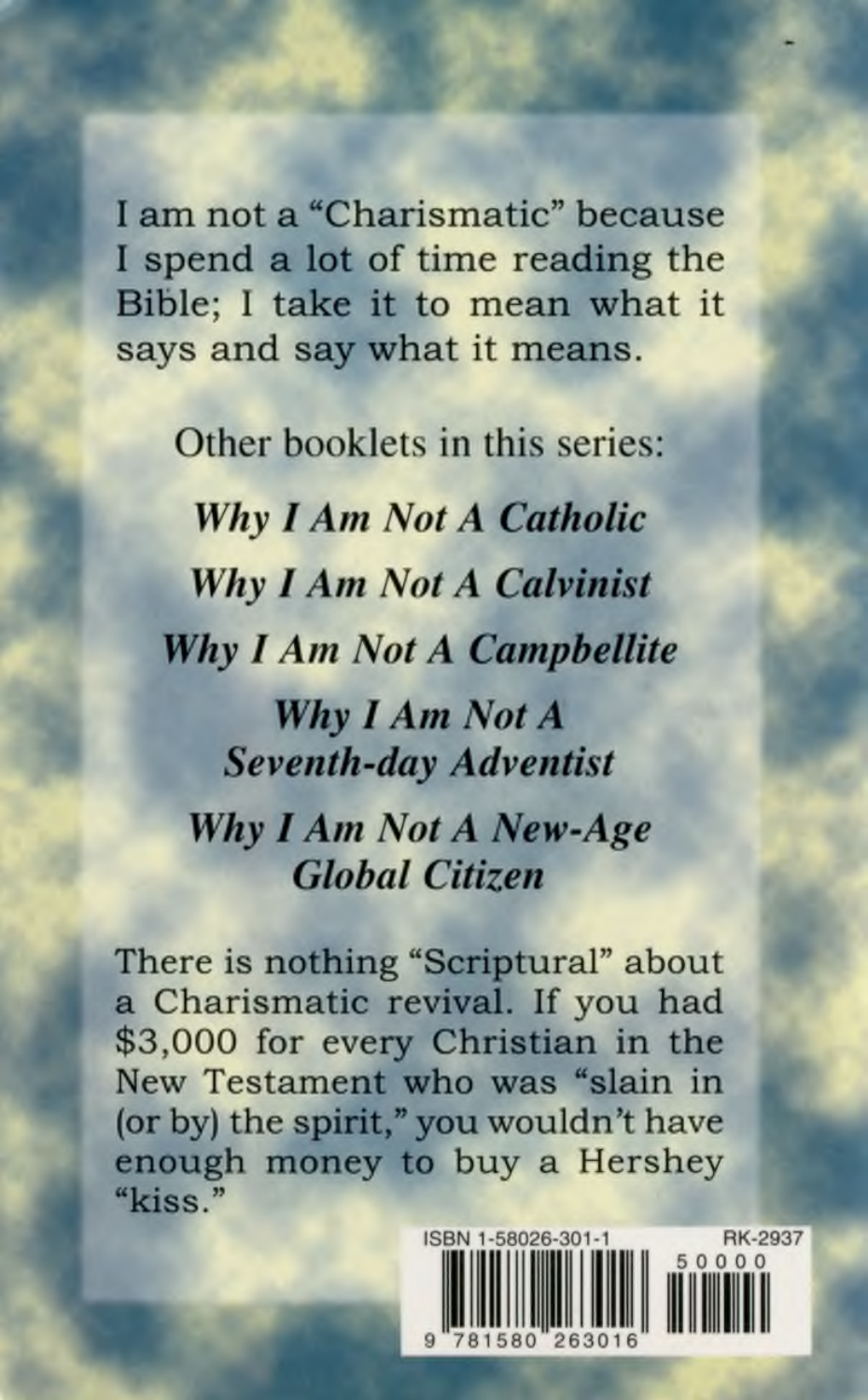I am not a "Charismatic" because I spend a lot of time reading the Bible; I take it to mean what it says and say what it means.

Other booklets in this series:

***Why I Am Not A Catholic***

***Why I Am Not A Calvinist***

***Why I Am Not A Campbellite***

***Why I Am Not A Seventh-day Adventist***

***Why I Am Not A New-Age Global Citizen***

There is nothing "Scriptural" about a Charismatic revival. If you had $3,000 for every Christian in the New Testament who was "slain in (or by) the spirit," you wouldn't have enough money to buy a Hershey "kiss."

ISBN 1-58026-301-1

RK-2937

50000

9 781580 263016